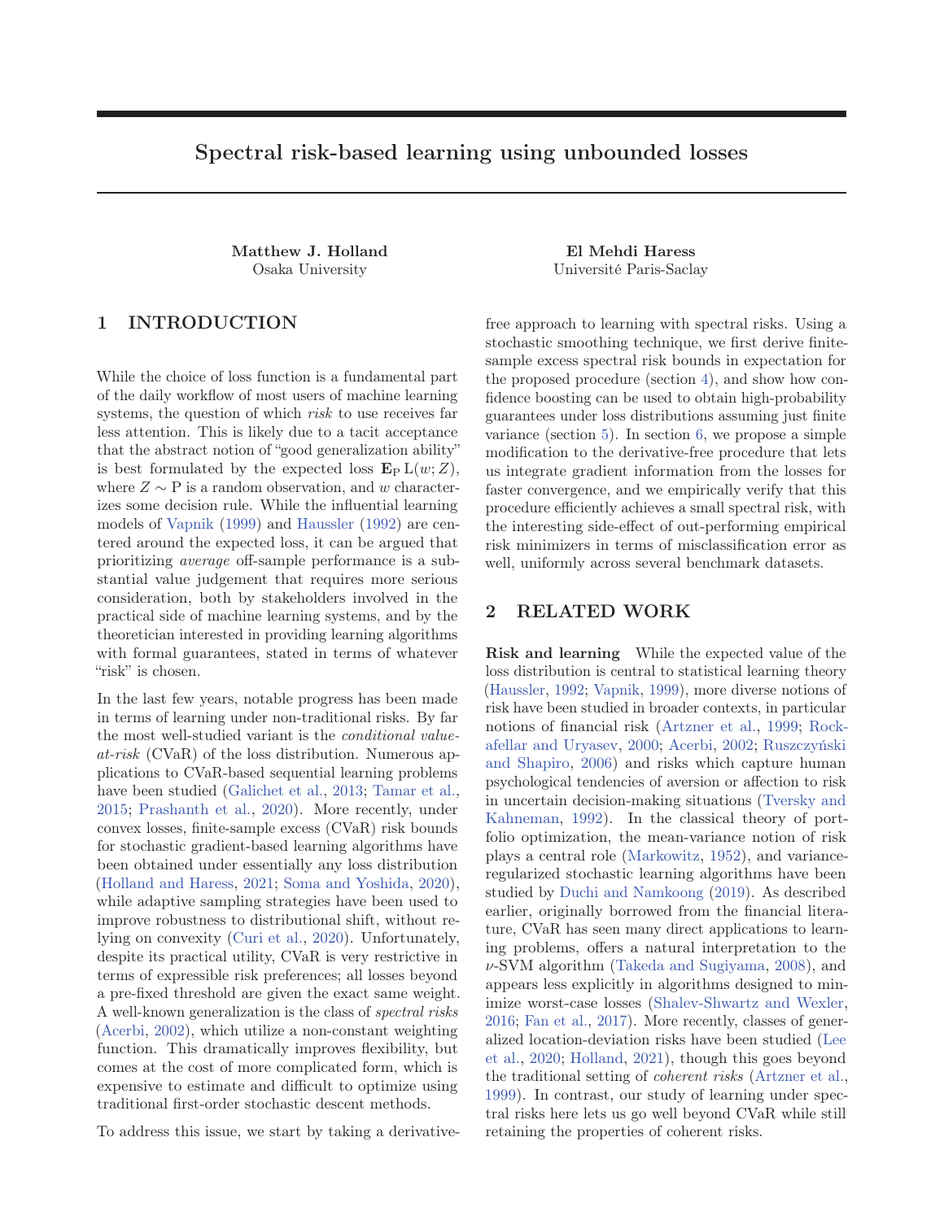# Spectral risk-based learning using unbounded losses

**Matthew J. Holland**
Osaka University

**El Mehdi Haress**
Université Paris-Saclay

## 1 INTRODUCTION

While the choice of loss function is a fundamental part of the daily workflow of most users of machine learning systems, the question of which *risk* to use receives far less attention. This is likely due to a tacit acceptance that the abstract notion of "good generalization ability" is best formulated by the expected loss $\mathbf{E}_{\mathrm{P}} \mathrm{L}(w; Z)$, where $Z \sim \mathrm{P}$ is a random observation, and $w$ characterizes some decision rule. While the influential learning models of Vapnik (1999) and Haussler (1992) are centered around the expected loss, it can be argued that prioritizing *average* off-sample performance is a substantial value judgement that requires more serious consideration, both by stakeholders involved in the practical side of machine learning systems, and by the theoretician interested in providing learning algorithms with formal guarantees, stated in terms of whatever "risk" is chosen.

In the last few years, notable progress has been made in terms of learning under non-traditional risks. By far the most well-studied variant is the *conditional value-at-risk* (CVaR) of the loss distribution. Numerous applications to CVaR-based sequential learning problems have been studied (Galichet et al., 2013; Tamar et al., 2015; Prashanth et al., 2020). More recently, under convex losses, finite-sample excess (CVaR) risk bounds for stochastic gradient-based learning algorithms have been obtained under essentially any loss distribution (Holland and Haress, 2021; Soma and Yoshida, 2020), while adaptive sampling strategies have been used to improve robustness to distributional shift, without relying on convexity (Curi et al., 2020). Unfortunately, despite its practical utility, CVaR is very restrictive in terms of expressible risk preferences; all losses beyond a pre-fixed threshold are given the exact same weight. A well-known generalization is the class of *spectral risks* (Acerbi, 2002), which utilize a non-constant weighting function. This dramatically improves flexibility, but comes at the cost of more complicated form, which is expensive to estimate and difficult to optimize using traditional first-order stochastic descent methods.

To address this issue, we start by taking a derivative-free approach to learning with spectral risks. Using a stochastic smoothing technique, we first derive finite-sample excess spectral risk bounds in expectation for the proposed procedure (section 4), and show how confidence boosting can be used to obtain high-probability guarantees under loss distributions assuming just finite variance (section 5). In section 6, we propose a simple modification to the derivative-free procedure that lets us integrate gradient information from the losses for faster convergence, and we empirically verify that this procedure efficiently achieves a small spectral risk, with the interesting side-effect of out-performing empirical risk minimizers in terms of misclassification error as well, uniformly across several benchmark datasets.

## 2 RELATED WORK

**Risk and learning** While the expected value of the loss distribution is central to statistical learning theory (Haussler, 1992; Vapnik, 1999), more diverse notions of risk have been studied in broader contexts, in particular notions of financial risk (Artzner et al., 1999; Rockafellar and Uryasev, 2000; Acerbi, 2002; Ruszczyński and Shapiro, 2006) and risks which capture human psychological tendencies of aversion or affection to risk in uncertain decision-making situations (Tversky and Kahneman, 1992). In the classical theory of portfolio optimization, the mean-variance notion of risk plays a central role (Markowitz, 1952), and variance-regularized stochastic learning algorithms have been studied by Duchi and Namkoong (2019). As described earlier, originally borrowed from the financial literature, CVaR has seen many direct applications to learning problems, offers a natural interpretation to the $\nu$-SVM algorithm (Takeda and Sugiyama, 2008), and appears less explicitly in algorithms designed to minimize worst-case losses (Shalev-Shwartz and Wexler, 2016; Fan et al., 2017). More recently, classes of generalized location-deviation risks have been studied (Lee et al., 2020; Holland, 2021), though this goes beyond the traditional setting of *coherent risks* (Artzner et al., 1999). In contrast, our study of learning under spectral risks here lets us go well beyond CVaR while still retaining the properties of coherent risks.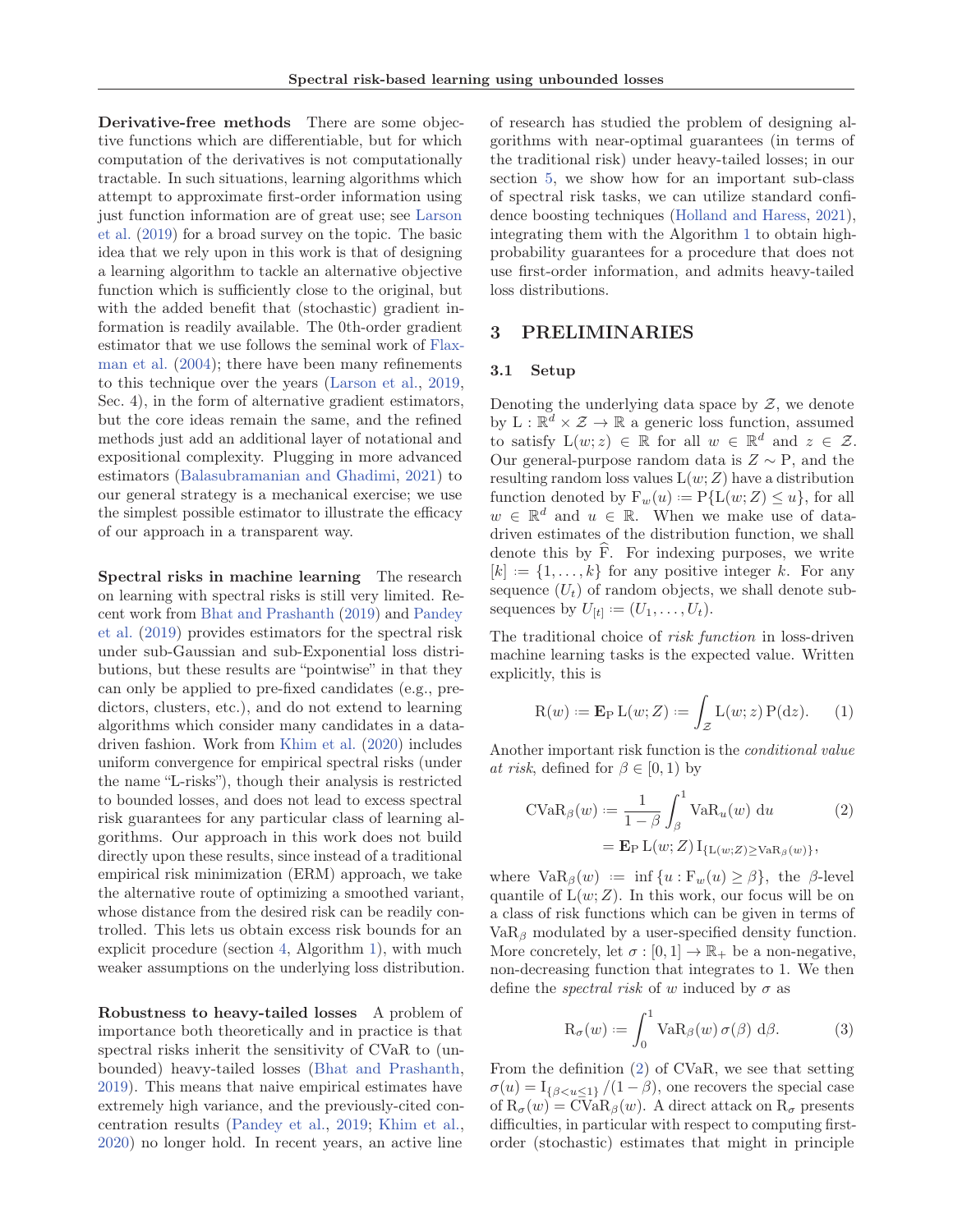**Derivative-free methods** There are some objective functions which are differentiable, but for which computation of the derivatives is not computationally tractable. In such situations, learning algorithms which attempt to approximate first-order information using just function information are of great use; see Larson et al. (2019) for a broad survey on the topic. The basic idea that we rely upon in this work is that of designing a learning algorithm to tackle an alternative objective function which is sufficiently close to the original, but with the added benefit that (stochastic) gradient information is readily available. The 0th-order gradient estimator that we use follows the seminal work of Flaxman et al. (2004); there have been many refinements to this technique over the years (Larson et al., 2019, Sec. 4), in the form of alternative gradient estimators, but the core ideas remain the same, and the refined methods just add an additional layer of notational and expositional complexity. Plugging in more advanced estimators (Balasubramanian and Ghadimi, 2021) to our general strategy is a mechanical exercise; we use the simplest possible estimator to illustrate the efficacy of our approach in a transparent way.

**Spectral risks in machine learning** The research on learning with spectral risks is still very limited. Recent work from Bhat and Prashanth (2019) and Pandey et al. (2019) provides estimators for the spectral risk under sub-Gaussian and sub-Exponential loss distributions, but these results are "pointwise" in that they can only be applied to pre-fixed candidates (e.g., predictors, clusters, etc.), and do not extend to learning algorithms which consider many candidates in a data-driven fashion. Work from Khim et al. (2020) includes uniform convergence for empirical spectral risks (under the name "L-risks"), though their analysis is restricted to bounded losses, and does not lead to excess spectral risk guarantees for any particular class of learning algorithms. Our approach in this work does not build directly upon these results, since instead of a traditional empirical risk minimization (ERM) approach, we take the alternative route of optimizing a smoothed variant, whose distance from the desired risk can be readily controlled. This lets us obtain excess risk bounds for an explicit procedure (section 4, Algorithm 1), with much weaker assumptions on the underlying loss distribution.

**Robustness to heavy-tailed losses** A problem of importance both theoretically and in practice is that spectral risks inherit the sensitivity of CVaR to (unbounded) heavy-tailed losses (Bhat and Prashanth, 2019). This means that naive empirical estimates have extremely high variance, and the previously-cited concentration results (Pandey et al., 2019; Khim et al., 2020) no longer hold. In recent years, an active line of research has studied the problem of designing algorithms with near-optimal guarantees (in terms of the traditional risk) under heavy-tailed losses; in our section 5, we show how for an important sub-class of spectral risk tasks, we can utilize standard confidence boosting techniques (Holland and Haress, 2021), integrating them with the Algorithm 1 to obtain high-probability guarantees for a procedure that does not use first-order information, and admits heavy-tailed loss distributions.

## 3 PRELIMINARIES

### 3.1 Setup

Denoting the underlying data space by $\mathcal{Z}$, we denote by $\mathrm{L} : \mathbb{R}^d \times \mathcal{Z} \to \mathbb{R}$ a generic loss function, assumed to satisfy $\mathrm{L}(w; z) \in \mathbb{R}$ for all $w \in \mathbb{R}^d$ and $z \in \mathcal{Z}$. Our general-purpose random data is $Z \sim \mathrm{P}$, and the resulting random loss values $\mathrm{L}(w; Z)$ have a distribution function denoted by $\mathrm{F}_w(u) := \mathrm{P}\{\mathrm{L}(w; Z) \leq u\}$, for all $w \in \mathbb{R}^d$ and $u \in \mathbb{R}$. When we make use of data-driven estimates of the distribution function, we shall denote this by $\widehat{\mathrm{F}}$. For indexing purposes, we write $[k] := \{1, \ldots, k\}$ for any positive integer $k$. For any sequence $(U_t)$ of random objects, we shall denote subsequences by $U_{[t]} := (U_1, \ldots, U_t)$.

The traditional choice of *risk function* in loss-driven machine learning tasks is the expected value. Written explicitly, this is

$$\mathrm{R}(w) := \mathbf{E}_{\mathrm{P}}\, \mathrm{L}(w; Z) := \int_{\mathcal{Z}} \mathrm{L}(w; z)\, \mathrm{P}(\mathrm{d}z). \tag{1}$$

Another important risk function is the *conditional value at risk*, defined for $\beta \in [0, 1)$ by

$$\begin{aligned} \mathrm{CVaR}_\beta(w) &:= \frac{1}{1-\beta} \int_\beta^1 \mathrm{VaR}_u(w)\, \mathrm{d}u \\ &= \mathbf{E}_{\mathrm{P}}\, \mathrm{L}(w; Z)\, \mathrm{I}_{\{\mathrm{L}(w;Z) \geq \mathrm{VaR}_\beta(w)\}}, \end{aligned} \tag{2}$$

where $\mathrm{VaR}_\beta(w) := \inf\{u : \mathrm{F}_w(u) \geq \beta\}$, the $\beta$-level quantile of $\mathrm{L}(w; Z)$. In this work, our focus will be on a class of risk functions which can be given in terms of $\mathrm{VaR}_\beta$ modulated by a user-specified density function. More concretely, let $\sigma : [0, 1] \to \mathbb{R}_+$ be a non-negative, non-decreasing function that integrates to 1. We then define the *spectral risk* of $w$ induced by $\sigma$ as

$$\mathrm{R}_\sigma(w) := \int_0^1 \mathrm{VaR}_\beta(w)\, \sigma(\beta)\, \mathrm{d}\beta. \tag{3}$$

From the definition (2) of CVaR, we see that setting $\sigma(u) = \mathrm{I}_{\{\beta < u \leq 1\}}/(1-\beta)$, one recovers the special case of $\mathrm{R}_\sigma(w) = \mathrm{CVaR}_\beta(w)$. A direct attack on $\mathrm{R}_\sigma$ presents difficulties, in particular with respect to computing first-order (stochastic) estimates that might in principle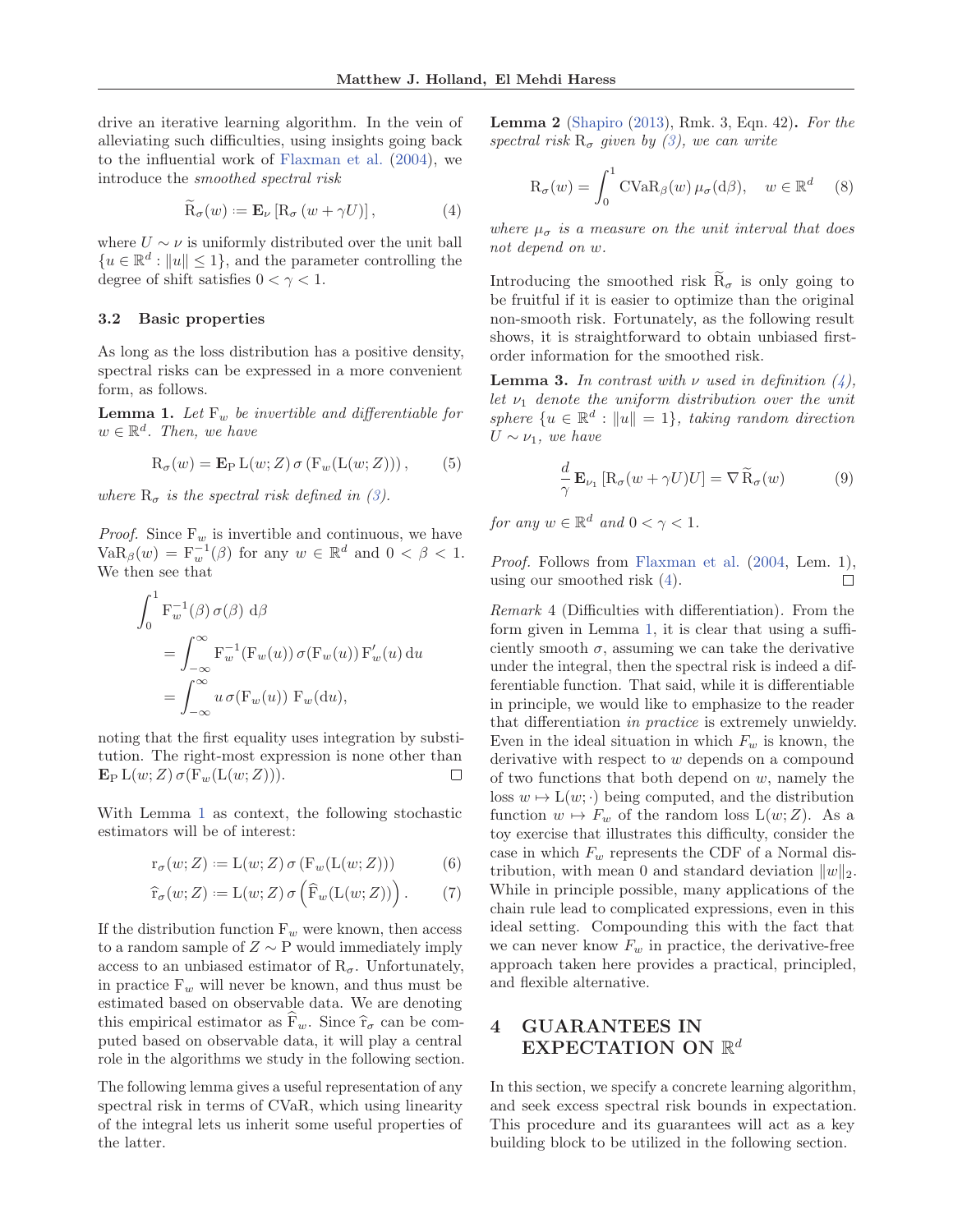drive an iterative learning algorithm. In the vein of alleviating such difficulties, using insights going back to the influential work of Flaxman et al. (2004), we introduce the *smoothed spectral risk*

$$\widetilde{\mathrm{R}}_{\sigma}(w) := \mathbf{E}_{\nu}\left[\mathrm{R}_{\sigma}\left(w + \gamma U\right)\right], \tag{4}$$

where $U \sim \nu$ is uniformly distributed over the unit ball $\{u \in \mathbb{R}^d : \|u\| \leq 1\}$, and the parameter controlling the degree of shift satisfies $0 < \gamma < 1$.

### 3.2 Basic properties

As long as the loss distribution has a positive density, spectral risks can be expressed in a more convenient form, as follows.

**Lemma 1.** *Let $\mathrm{F}_w$ be invertible and differentiable for $w \in \mathbb{R}^d$. Then, we have*

$$\mathrm{R}_{\sigma}(w) = \mathbf{E}_{\mathrm{P}}\, \mathrm{L}(w; Z)\, \sigma\left(\mathrm{F}_w(\mathrm{L}(w; Z))\right), \tag{5}$$

*where $\mathrm{R}_{\sigma}$ is the spectral risk defined in (3).*

*Proof.* Since $\mathrm{F}_w$ is invertible and continuous, we have $\mathrm{VaR}_{\beta}(w) = \mathrm{F}_w^{-1}(\beta)$ for any $w \in \mathbb{R}^d$ and $0 < \beta < 1$. We then see that

$$\begin{aligned}
&\int_0^1 \mathrm{F}_w^{-1}(\beta)\, \sigma(\beta)\; \mathrm{d}\beta \\
&\quad = \int_{-\infty}^{\infty} \mathrm{F}_w^{-1}(\mathrm{F}_w(u))\, \sigma(\mathrm{F}_w(u))\, \mathrm{F}_w'(u)\, \mathrm{d}u \\
&\quad = \int_{-\infty}^{\infty} u\, \sigma(\mathrm{F}_w(u))\; \mathrm{F}_w(\mathrm{d}u),
\end{aligned}$$

noting that the first equality uses integration by substitution. The right-most expression is none other than $\mathbf{E}_{\mathrm{P}}\, \mathrm{L}(w; Z)\, \sigma(\mathrm{F}_w(\mathrm{L}(w; Z)))$. $\square$

With Lemma 1 as context, the following stochastic estimators will be of interest:

$$\mathrm{r}_{\sigma}(w; Z) := \mathrm{L}(w; Z)\, \sigma\left(\mathrm{F}_w(\mathrm{L}(w; Z))\right) \tag{6}$$

$$\widehat{\mathrm{r}}_{\sigma}(w; Z) := \mathrm{L}(w; Z)\, \sigma\left(\widehat{\mathrm{F}}_w(\mathrm{L}(w; Z))\right). \tag{7}$$

If the distribution function $\mathrm{F}_w$ were known, then access to a random sample of $Z \sim \mathrm{P}$ would immediately imply access to an unbiased estimator of $\mathrm{R}_{\sigma}$. Unfortunately, in practice $\mathrm{F}_w$ will never be known, and thus must be estimated based on observable data. We are denoting this empirical estimator as $\widehat{\mathrm{F}}_w$. Since $\widehat{\mathrm{r}}_{\sigma}$ can be computed based on observable data, it will play a central role in the algorithms we study in the following section.

The following lemma gives a useful representation of any spectral risk in terms of CVaR, which using linearity of the integral lets us inherit some useful properties of the latter.

**Lemma 2** (Shapiro (2013), Rmk. 3, Eqn. 42)**.** *For the spectral risk $\mathrm{R}_{\sigma}$ given by (3), we can write*

$$\mathrm{R}_{\sigma}(w) = \int_0^1 \mathrm{CVaR}_{\beta}(w)\, \mu_{\sigma}(\mathrm{d}\beta), \quad w \in \mathbb{R}^d \tag{8}$$

*where $\mu_{\sigma}$ is a measure on the unit interval that does not depend on $w$.*

Introducing the smoothed risk $\widetilde{\mathrm{R}}_{\sigma}$ is only going to be fruitful if it is easier to optimize than the original non-smooth risk. Fortunately, as the following result shows, it is straightforward to obtain unbiased first-order information for the smoothed risk.

**Lemma 3.** *In contrast with $\nu$ used in definition (4), let $\nu_1$ denote the uniform distribution over the unit sphere $\{u \in \mathbb{R}^d : \|u\| = 1\}$, taking random direction $U \sim \nu_1$, we have*

$$\frac{d}{\gamma}\, \mathbf{E}_{\nu_1}\left[\mathrm{R}_{\sigma}(w + \gamma U) U\right] = \nabla\, \widetilde{\mathrm{R}}_{\sigma}(w) \tag{9}$$

*for any $w \in \mathbb{R}^d$ and $0 < \gamma < 1$.*

*Proof.* Follows from Flaxman et al. (2004, Lem. 1), using our smoothed risk (4). $\square$

*Remark* 4 (Difficulties with differentiation). From the form given in Lemma 1, it is clear that using a sufficiently smooth $\sigma$, assuming we can take the derivative under the integral, then the spectral risk is indeed a differentiable function. That said, while it is differentiable in principle, we would like to emphasize to the reader that differentiation *in practice* is extremely unwieldy. Even in the ideal situation in which $F_w$ is known, the derivative with respect to $w$ depends on a compound of two functions that both depend on $w$, namely the loss $w \mapsto \mathrm{L}(w; \cdot)$ being computed, and the distribution function $w \mapsto F_w$ of the random loss $\mathrm{L}(w; Z)$. As a toy exercise that illustrates this difficulty, consider the case in which $F_w$ represents the CDF of a Normal distribution, with mean 0 and standard deviation $\|w\|_2$. While in principle possible, many applications of the chain rule lead to complicated expressions, even in this ideal setting. Compounding this with the fact that we can never know $F_w$ in practice, the derivative-free approach taken here provides a practical, principled, and flexible alternative.

## 4 GUARANTEES IN EXPECTATION ON $\mathbb{R}^d$

In this section, we specify a concrete learning algorithm, and seek excess spectral risk bounds in expectation. This procedure and its guarantees will act as a key building block to be utilized in the following section.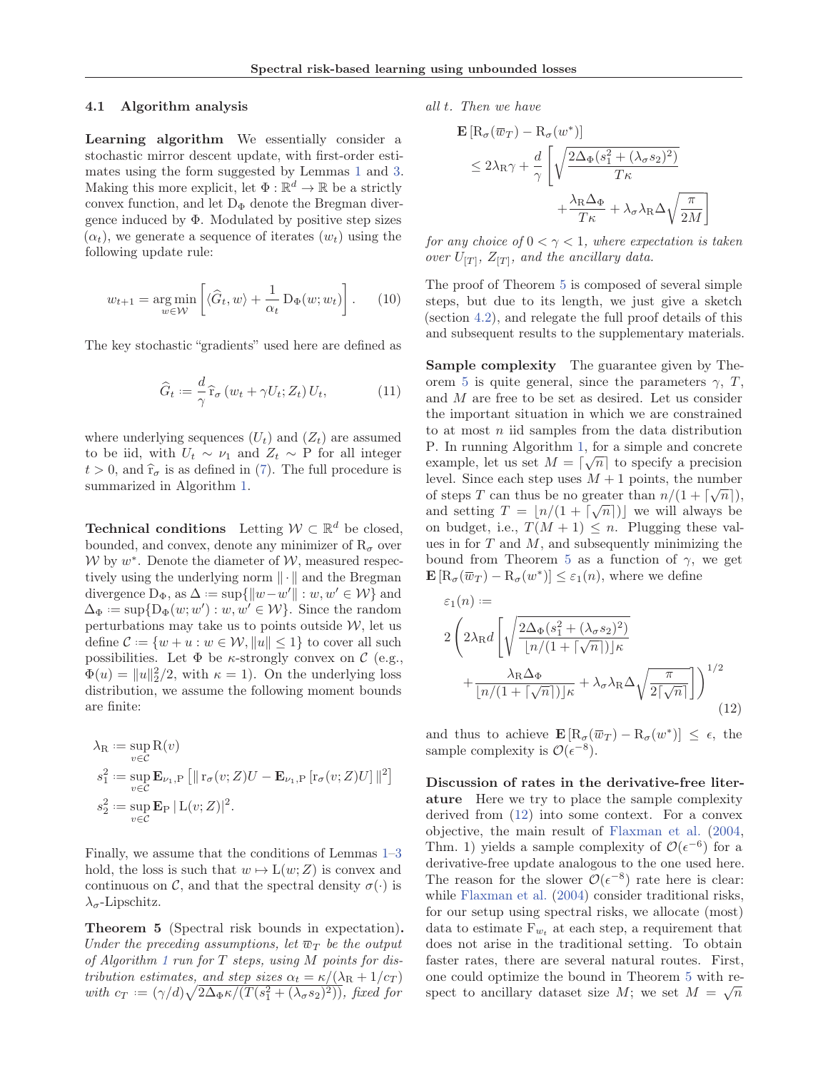### 4.1 Algorithm analysis

**Learning algorithm** We essentially consider a stochastic mirror descent update, with first-order estimates using the form suggested by Lemmas 1 and 3. Making this more explicit, let $\Phi : \mathbb{R}^d \to \mathbb{R}$ be a strictly convex function, and let $\mathrm{D}_\Phi$ denote the Bregman divergence induced by $\Phi$. Modulated by positive step sizes $(\alpha_t)$, we generate a sequence of iterates $(w_t)$ using the following update rule:

$$w_{t+1} = \operatorname*{arg\,min}_{w \in \mathcal{W}} \left[ \langle \widehat{G}_t, w \rangle + \frac{1}{\alpha_t} \mathrm{D}_\Phi(w; w_t) \right]. \tag{10}$$

The key stochastic "gradients" used here are defined as

$$\widehat{G}_t := \frac{d}{\gamma} \widehat{\mathrm{r}}_\sigma \left( w_t + \gamma U_t; Z_t \right) U_t, \tag{11}$$

where underlying sequences $(U_t)$ and $(Z_t)$ are assumed to be iid, with $U_t \sim \nu_1$ and $Z_t \sim \mathrm{P}$ for all integer $t > 0$, and $\widehat{\mathrm{r}}_\sigma$ is as defined in (7). The full procedure is summarized in Algorithm 1.

**Technical conditions** Letting $\mathcal{W} \subset \mathbb{R}^d$ be closed, bounded, and convex, denote any minimizer of $\mathrm{R}_\sigma$ over $\mathcal{W}$ by $w^*$. Denote the diameter of $\mathcal{W}$, measured respectively using the underlying norm $\|\cdot\|$ and the Bregman divergence $\mathrm{D}_\Phi$, as $\Delta := \sup\{\|w - w'\| : w, w' \in \mathcal{W}\}$ and $\Delta_\Phi := \sup\{\mathrm{D}_\Phi(w; w') : w, w' \in \mathcal{W}\}$. Since the random perturbations may take us to points outside $\mathcal{W}$, let us define $\mathcal{C} := \{w + u : w \in \mathcal{W}, \|u\| \leq 1\}$ to cover all such possibilities. Let $\Phi$ be $\kappa$-strongly convex on $\mathcal{C}$ (e.g., $\Phi(u) = \|u\|_2^2/2$, with $\kappa = 1$). On the underlying loss distribution, we assume the following moment bounds are finite:

$$\lambda_{\mathrm{R}} := \sup_{v \in \mathcal{C}} \mathrm{R}(v)$$

$$s_1^2 := \sup_{v \in \mathcal{C}} \mathbf{E}_{\nu_1, \mathrm{P}} \left[ \| \, \mathrm{r}_\sigma(v; Z) U - \mathbf{E}_{\nu_1, \mathrm{P}} \left[ \mathrm{r}_\sigma(v; Z) U \right] \|^2 \right]$$

$$s_2^2 := \sup_{v \in \mathcal{C}} \mathbf{E}_{\mathrm{P}} \, | \, \mathrm{L}(v; Z)|^2.$$

Finally, we assume that the conditions of Lemmas 1–3 hold, the loss is such that $w \mapsto \mathrm{L}(w; Z)$ is convex and continuous on $\mathcal{C}$, and that the spectral density $\sigma(\cdot)$ is $\lambda_\sigma$-Lipschitz.

**Theorem 5** (Spectral risk bounds in expectation)**.** *Under the preceding assumptions, let $\overline{w}_T$ be the output of Algorithm 1 run for $T$ steps, using $M$ points for distribution estimates, and step sizes $\alpha_t = \kappa/(\lambda_{\mathrm{R}} + 1/c_T)$ with $c_T := (\gamma/d)\sqrt{2\Delta_\Phi \kappa / (T(s_1^2 + (\lambda_\sigma s_2)^2))}$, fixed for all $t$. Then we have*

$$\begin{aligned}
\mathbf{E}\left[ \mathrm{R}_\sigma(\overline{w}_T) - \mathrm{R}_\sigma(w^*) \right] \\
\leq 2\lambda_{\mathrm{R}} \gamma + \frac{d}{\gamma} \Bigg[ & \sqrt{\frac{2\Delta_\Phi (s_1^2 + (\lambda_\sigma s_2)^2)}{T\kappa}} \\
& + \frac{\lambda_{\mathrm{R}} \Delta_\Phi}{T\kappa} + \lambda_\sigma \lambda_{\mathrm{R}} \Delta \sqrt{\frac{\pi}{2M}} \Bigg]
\end{aligned}$$

*for any choice of $0 < \gamma < 1$, where expectation is taken over $\mathrm{U}_{[T]}$, $Z_{[T]}$, and the ancillary data.*

The proof of Theorem 5 is composed of several simple steps, but due to its length, we just give a sketch (section 4.2), and relegate the full proof details of this and subsequent results to the supplementary materials.

**Sample complexity** The guarantee given by Theorem 5 is quite general, since the parameters $\gamma$, $T$, and $M$ are free to be set as desired. Let us consider the important situation in which we are constrained to at most $n$ iid samples from the data distribution P. In running Algorithm 1, for a simple and concrete example, let us set $M = \lceil \sqrt{n} \rceil$ to specify a precision level. Since each step uses $M+1$ points, the number of steps $T$ can thus be no greater than $n/(1 + \lceil \sqrt{n} \rceil)$, and setting $T = \lfloor n/(1 + \lceil \sqrt{n} \rceil) \rfloor$ we will always be on budget, i.e., $T(M+1) \leq n$. Plugging these values in for $T$ and $M$, and subsequently minimizing the bound from Theorem 5 as a function of $\gamma$, we get $\mathbf{E}\left[ \mathrm{R}_\sigma(\overline{w}_T) - \mathrm{R}_\sigma(w^*) \right] \leq \varepsilon_1(n)$, where we define

$$\begin{aligned}
& \varepsilon_1(n) := \\
& 2 \Bigg( 2\lambda_{\mathrm{R}} d \Bigg[ \sqrt{\frac{2\Delta_\Phi (s_1^2 + (\lambda_\sigma s_2)^2)}{\lfloor n/(1 + \lceil \sqrt{n} \rceil) \rfloor \kappa}} \\
& \quad + \frac{\lambda_{\mathrm{R}} \Delta_\Phi}{\lfloor n/(1 + \lceil \sqrt{n} \rceil) \rfloor \kappa} + \lambda_\sigma \lambda_{\mathrm{R}} \Delta \sqrt{\frac{\pi}{2 \lceil \sqrt{n} \rceil}} \Bigg] \Bigg)^{1/2}
\end{aligned} \tag{12}$$

and thus to achieve $\mathbf{E}\left[ \mathrm{R}_\sigma(\overline{w}_T) - \mathrm{R}_\sigma(w^*) \right] \leq \epsilon$, the sample complexity is $\mathcal{O}(\epsilon^{-8})$.

**Discussion of rates in the derivative-free literature** Here we try to place the sample complexity derived from (12) into some context. For a convex objective, the main result of Flaxman et al. (2004, Thm. 1) yields a sample complexity of $\mathcal{O}(\epsilon^{-6})$ for a derivative-free update analogous to the one used here. The reason for the slower $\mathcal{O}(\epsilon^{-8})$ rate here is clear: while Flaxman et al. (2004) consider traditional risks, for our setup using spectral risks, we allocate (most) data to estimate $\mathrm{F}_{w_t}$ at each step, a requirement that does not arise in the traditional setting. To obtain faster rates, there are several natural routes. First, one could optimize the bound in Theorem 5 with respect to ancillary dataset size $M$; we set $M = \sqrt{n}$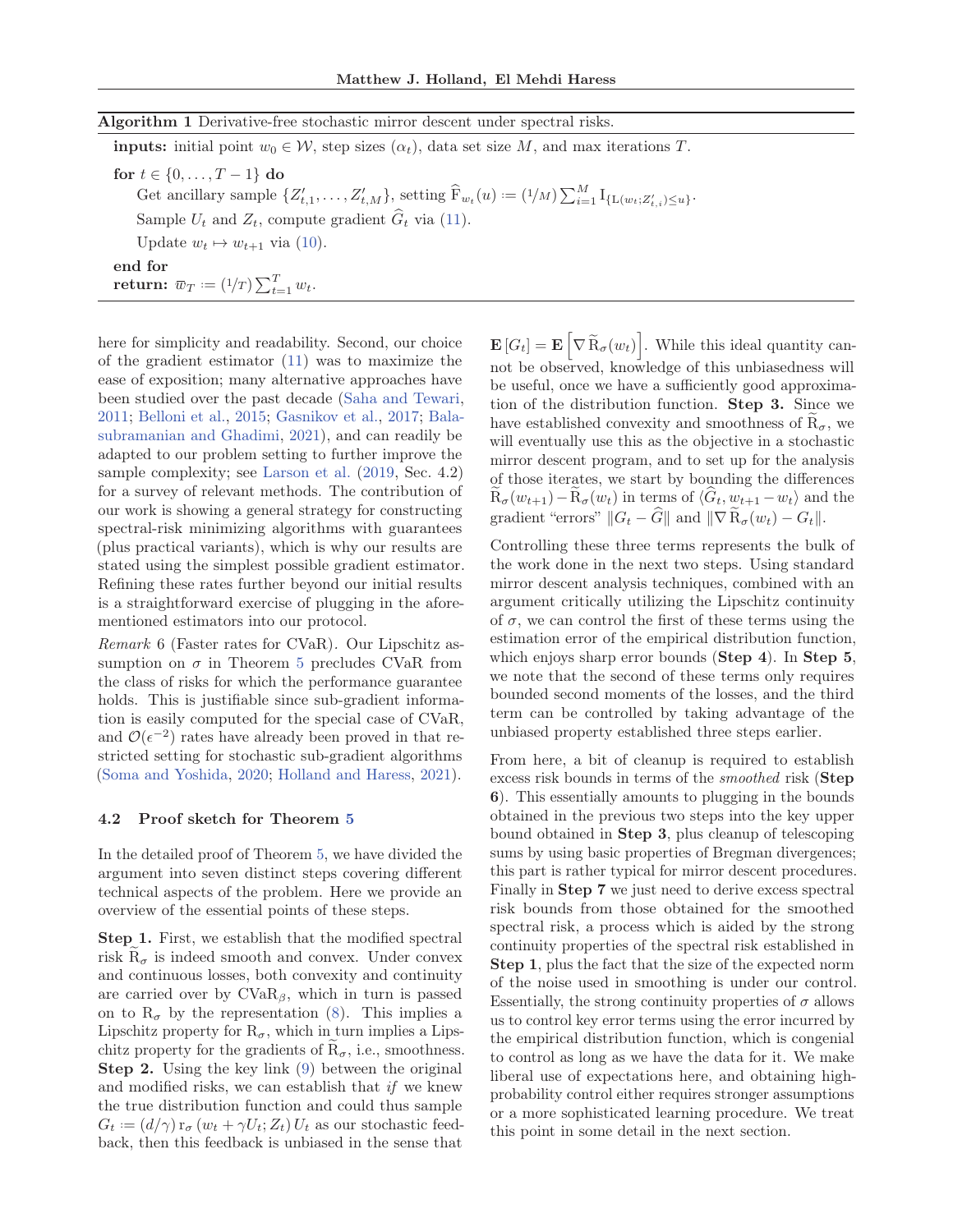**Algorithm 1** Derivative-free stochastic mirror descent under spectral risks.

**inputs:** initial point $w_0 \in \mathcal{W}$, step sizes $(\alpha_t)$, data set size $M$, and max iterations $T$.

**for** $t \in \{0, \ldots, T-1\}$ **do**

  Get ancillary sample $\{Z'_{t,1}, \ldots, Z'_{t,M}\}$, setting $\widehat{\mathrm{F}}_{w_t}(u) := (1/M) \sum_{i=1}^{M} \mathrm{I}_{\{\mathrm{L}(w_t; Z'_{t,i}) \leq u\}}$.

  Sample $U_t$ and $Z_t$, compute gradient $\widehat{G}_t$ via (11).

  Update $w_t \mapsto w_{t+1}$ via (10).

**end for**

**return:** $\overline{w}_T := (1/T) \sum_{t=1}^{T} w_t$.

here for simplicity and readability. Second, our choice of the gradient estimator (11) was to maximize the ease of exposition; many alternative approaches have been studied over the past decade (Saha and Tewari, 2011; Belloni et al., 2015; Gasnikov et al., 2017; Balasubramanian and Ghadimi, 2021), and can readily be adapted to our problem setting to further improve the sample complexity; see Larson et al. (2019, Sec. 4.2) for a survey of relevant methods. The contribution of our work is showing a general strategy for constructing spectral-risk minimizing algorithms with guarantees (plus practical variants), which is why our results are stated using the simplest possible gradient estimator. Refining these rates further beyond our initial results is a straightforward exercise of plugging in the aforementioned estimators into our protocol.

*Remark* 6 (Faster rates for CVaR). Our Lipschitz assumption on $\sigma$ in Theorem 5 precludes CVaR from the class of risks for which the performance guarantee holds. This is justifiable since sub-gradient information is easily computed for the special case of CVaR, and $\mathcal{O}(\epsilon^{-2})$ rates have already been proved in that restricted setting for stochastic sub-gradient algorithms (Soma and Yoshida, 2020; Holland and Haress, 2021).

### 4.2 Proof sketch for Theorem 5

In the detailed proof of Theorem 5, we have divided the argument into seven distinct steps covering different technical aspects of the problem. Here we provide an overview of the essential points of these steps.

**Step 1.** First, we establish that the modified spectral risk $\widetilde{\mathrm{R}}_\sigma$ is indeed smooth and convex. Under convex and continuous losses, both convexity and continuity are carried over by $\mathrm{CVaR}_\beta$, which in turn is passed on to $\mathrm{R}_\sigma$ by the representation (8). This implies a Lipschitz property for $\mathrm{R}_\sigma$, which in turn implies a Lipschitz property for the gradients of $\widetilde{\mathrm{R}}_\sigma$, i.e., smoothness. **Step 2.** Using the key link (9) between the original and modified risks, we can establish that *if* we knew the true distribution function and could thus sample $G_t := (d/\gamma)\, \mathrm{r}_\sigma(w_t + \gamma U_t; Z_t)\, U_t$ as our stochastic feedback, then this feedback is unbiased in the sense that $\mathbf{E}[G_t] = \mathbf{E}\left[\nabla \widetilde{\mathrm{R}}_\sigma(w_t)\right]$. While this ideal quantity cannot be observed, knowledge of this unbiasedness will be useful, once we have a sufficiently good approximation of the distribution function. **Step 3.** Since we have established convexity and smoothness of $\widetilde{\mathrm{R}}_\sigma$, we will eventually use this as the objective in a stochastic mirror descent program, and to set up for the analysis of those iterates, we start by bounding the differences $\widetilde{\mathrm{R}}_\sigma(w_{t+1}) - \widetilde{\mathrm{R}}_\sigma(w_t)$ in terms of $\langle \widehat{G}_t, w_{t+1} - w_t \rangle$ and the gradient "errors" $\|G_t - \widehat{G}\|$ and $\|\nabla \widetilde{\mathrm{R}}_\sigma(w_t) - G_t\|$.

Controlling these three terms represents the bulk of the work done in the next two steps. Using standard mirror descent analysis techniques, combined with an argument critically utilizing the Lipschitz continuity of $\sigma$, we can control the first of these terms using the estimation error of the empirical distribution function, which enjoys sharp error bounds (**Step 4**). In **Step 5**, we note that the second of these terms only requires bounded second moments of the losses, and the third term can be controlled by taking advantage of the unbiased property established three steps earlier.

From here, a bit of cleanup is required to establish excess risk bounds in terms of the *smoothed* risk (**Step 6**). This essentially amounts to plugging in the bounds obtained in the previous two steps into the key upper bound obtained in **Step 3**, plus cleanup of telescoping sums by using basic properties of Bregman divergences; this part is rather typical for mirror descent procedures. Finally in **Step 7** we just need to derive excess spectral risk bounds from those obtained for the smoothed spectral risk, a process which is aided by the strong continuity properties of the spectral risk established in **Step 1**, plus the fact that the size of the expected norm of the noise used in smoothing is under our control. Essentially, the strong continuity properties of $\sigma$ allows us to control key error terms using the error incurred by the empirical distribution function, which is congenial to control as long as we have the data for it. We make liberal use of expectations here, and obtaining high-probability control either requires stronger assumptions or a more sophisticated learning procedure. We treat this point in some detail in the next section.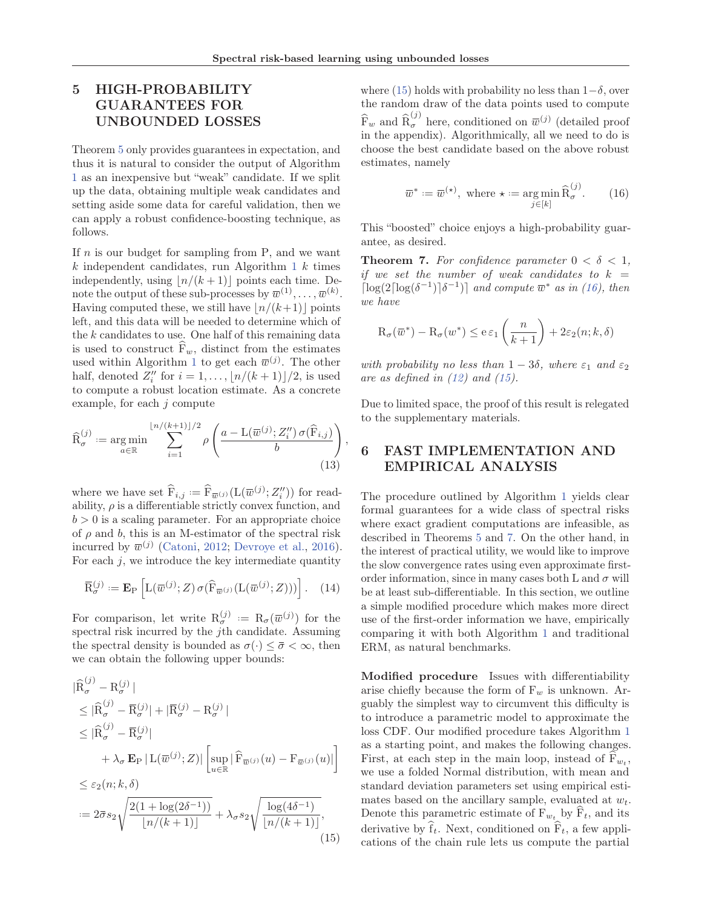## 5 HIGH-PROBABILITY GUARANTEES FOR UNBOUNDED LOSSES

Theorem 5 only provides guarantees in expectation, and thus it is natural to consider the output of Algorithm 1 as an inexpensive but "weak" candidate. If we split up the data, obtaining multiple weak candidates and setting aside some data for careful validation, then we can apply a robust confidence-boosting technique, as follows.

If $n$ is our budget for sampling from $\mathrm{P}$, and we want $k$ independent candidates, run Algorithm 1 $k$ times independently, using $\lfloor n/(k+1) \rfloor$ points each time. Denote the output of these sub-processes by $\overline{w}^{(1)}, \ldots, \overline{w}^{(k)}$. Having computed these, we still have $\lfloor n/(k+1) \rfloor$ points left, and this data will be needed to determine which of the $k$ candidates to use. One half of this remaining data is used to construct $\widehat{\mathrm{F}}_w$, distinct from the estimates used within Algorithm 1 to get each $\overline{w}^{(j)}$. The other half, denoted $Z_i''$ for $i = 1, \ldots, \lfloor n/(k+1) \rfloor /2$, is used to compute a robust location estimate. As a concrete example, for each $j$ compute

$$\widehat{\mathrm{R}}_{\sigma}^{(j)} := \operatorname*{arg\,min}_{a \in \mathbb{R}} \sum_{i=1}^{\lfloor n/(k+1) \rfloor /2} \rho\left( \frac{a - \mathrm{L}(\overline{w}^{(j)}; Z_i'')\, \sigma(\widehat{\mathrm{F}}_{i,j})}{b} \right), \tag{13}$$

where we have set $\widehat{\mathrm{F}}_{i,j} := \widehat{\mathrm{F}}_{\overline{w}^{(j)}}(\mathrm{L}(\overline{w}^{(j)}; Z_i''))$ for readability, $\rho$ is a differentiable strictly convex function, and $b > 0$ is a scaling parameter. For an appropriate choice of $\rho$ and $b$, this is an M-estimator of the spectral risk incurred by $\overline{w}^{(j)}$ (Catoni, 2012; Devroye et al., 2016). For each $j$, we introduce the key intermediate quantity

$$\overline{\mathrm{R}}_{\sigma}^{(j)} := \mathbf{E}_{\mathrm{P}}\left[ \mathrm{L}(\overline{w}^{(j)}; Z)\, \sigma(\widehat{\mathrm{F}}_{\overline{w}^{(j)}}(\mathrm{L}(\overline{w}^{(j)}; Z))) \right]. \tag{14}$$

For comparison, let write $\mathrm{R}_{\sigma}^{(j)} := \mathrm{R}_{\sigma}(\overline{w}^{(j)})$ for the spectral risk incurred by the $j$th candidate. Assuming the spectral density is bounded as $\sigma(\cdot) \leq \overline{\sigma} < \infty$, then we can obtain the following upper bounds:

$$\begin{aligned}
&|\widehat{\mathrm{R}}_{\sigma}^{(j)} - \mathrm{R}_{\sigma}^{(j)}| \\
&\leq |\widehat{\mathrm{R}}_{\sigma}^{(j)} - \overline{\mathrm{R}}_{\sigma}^{(j)}| + |\overline{\mathrm{R}}_{\sigma}^{(j)} - \mathrm{R}_{\sigma}^{(j)}| \\
&\leq |\widehat{\mathrm{R}}_{\sigma}^{(j)} - \overline{\mathrm{R}}_{\sigma}^{(j)}| \\
&\qquad + \lambda_{\sigma} \mathbf{E}_{\mathrm{P}} |\mathrm{L}(\overline{w}^{(j)}; Z)| \left[ \sup_{u \in \mathbb{R}} |\widehat{\mathrm{F}}_{\overline{w}^{(j)}}(u) - \mathrm{F}_{\overline{w}^{(j)}}(u)| \right] \\
&\leq \varepsilon_2(n; k, \delta) \\
&:= 2\overline{\sigma} s_2 \sqrt{\frac{2(1 + \log(2\delta^{-1}))}{\lfloor n/(k+1) \rfloor}} + \lambda_{\sigma} s_2 \sqrt{\frac{\log(4\delta^{-1})}{\lfloor n/(k+1) \rfloor}},
\end{aligned} \tag{15}$$

where (15) holds with probability no less than $1-\delta$, over the random draw of the data points used to compute $\widehat{\mathrm{F}}_w$ and $\widehat{\mathrm{R}}_{\sigma}^{(j)}$ here, conditioned on $\overline{w}^{(j)}$ (detailed proof in the appendix). Algorithmically, all we need to do is choose the best candidate based on the above robust estimates, namely

$$\overline{w}^{*} := \overline{w}^{(\star)}, \text{ where } \star := \operatorname*{arg\,min}_{j \in [k]} \widehat{\mathrm{R}}_{\sigma}^{(j)}. \tag{16}$$

This "boosted" choice enjoys a high-probability guarantee, as desired.

**Theorem 7.** *For confidence parameter $0 < \delta < 1$, if we set the number of weak candidates to $k = \lceil \log(2\lceil \log(\delta^{-1}) \rceil \delta^{-1}) \rceil$ and compute $\overline{w}^{*}$ as in (16), then we have*

$$\mathrm{R}_{\sigma}(\overline{w}^{*}) - \mathrm{R}_{\sigma}(w^{*}) \leq \mathrm{e}\, \varepsilon_1\left( \frac{n}{k+1} \right) + 2\varepsilon_2(n; k, \delta)$$

*with probability no less than $1 - 3\delta$, where $\varepsilon_1$ and $\varepsilon_2$ are as defined in (12) and (15).*

Due to limited space, the proof of this result is relegated to the supplementary materials.

## 6 FAST IMPLEMENTATION AND EMPIRICAL ANALYSIS

The procedure outlined by Algorithm 1 yields clear formal guarantees for a wide class of spectral risks where exact gradient computations are infeasible, as described in Theorems 5 and 7. On the other hand, in the interest of practical utility, we would like to improve the slow convergence rates using even approximate first-order information, since in many cases both $\mathrm{L}$ and $\sigma$ will be at least sub-differentiable. In this section, we outline a simple modified procedure which makes more direct use of the first-order information we have, empirically comparing it with both Algorithm 1 and traditional ERM, as natural benchmarks.

**Modified procedure** Issues with differentiability arise chiefly because the form of $\mathrm{F}_w$ is unknown. Arguably the simplest way to circumvent this difficulty is to introduce a parametric model to approximate the loss CDF. Our modified procedure takes Algorithm 1 as a starting point, and makes the following changes. First, at each step in the main loop, instead of $\widehat{\mathrm{F}}_{w_t}$, we use a folded Normal distribution, with mean and standard deviation parameters set using empirical estimates based on the ancillary sample, evaluated at $w_t$. Denote this parametric estimate of $\mathrm{F}_{w_t}$ by $\widehat{\mathrm{F}}_t$, and its derivative by $\widehat{\mathrm{f}}_t$. Next, conditioned on $\widehat{\mathrm{F}}_t$, a few applications of the chain rule lets us compute the partial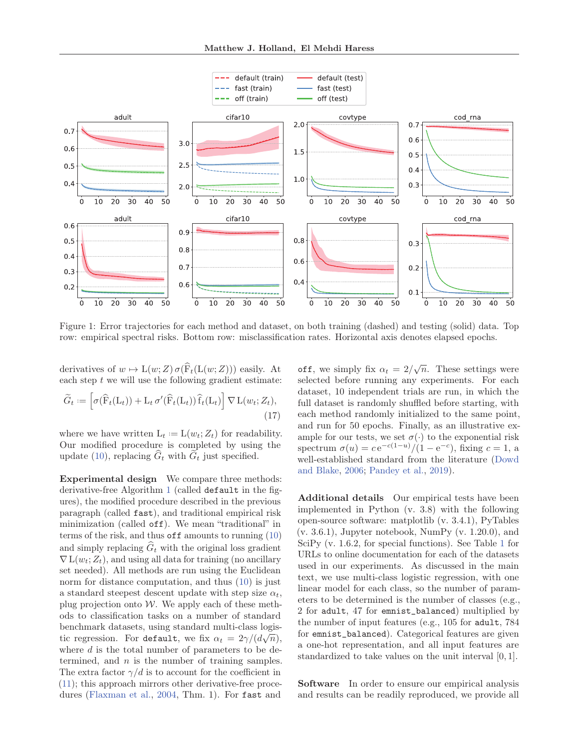Figure 1: Error trajectories for each method and dataset, on both training (dashed) and testing (solid) data. Top row: empirical spectral risks. Bottom row: misclassification rates. Horizontal axis denotes elapsed epochs.

derivatives of $w \mapsto \mathrm{L}(w; Z)\, \sigma(\widehat{\mathrm{F}}_t(\mathrm{L}(w; Z)))$ easily. At each step $t$ we will use the following gradient estimate:

$$\widetilde{G}_t := \left[\sigma(\widehat{\mathrm{F}}_t(\mathrm{L}_t)) + \mathrm{L}_t\, \sigma'(\widehat{\mathrm{F}}_t(\mathrm{L}_t))\, \widehat{\mathrm{f}}_t(\mathrm{L}_t)\right] \nabla\, \mathrm{L}(w_t; Z_t), \tag{17}$$

where we have written $\mathrm{L}_t := \mathrm{L}(w_t; Z_t)$ for readability. Our modified procedure is completed by using the update (10), replacing $\widehat{G}_t$ with $\widetilde{G}_t$ just specified.

**Experimental design** We compare three methods: derivative-free Algorithm 1 (called `default` in the figures), the modified procedure described in the previous paragraph (called `fast`), and traditional empirical risk minimization (called `off`). We mean "traditional" in terms of the risk, and thus `off` amounts to running (10) and simply replacing $\widehat{G}_t$ with the original loss gradient $\nabla\, \mathrm{L}(w_t; Z_t)$, and using all data for training (no ancillary set needed). All methods are run using the Euclidean norm for distance computation, and thus (10) is just a standard steepest descent update with step size $\alpha_t$, plug projection onto $\mathcal{W}$. We apply each of these methods to classification tasks on a number of standard benchmark datasets, using standard multi-class logistic regression. For `default`, we fix $\alpha_t = 2\gamma/(d\sqrt{n})$, where $d$ is the total number of parameters to be determined, and $n$ is the number of training samples. The extra factor $\gamma/d$ is to account for the coefficient in (11); this approach mirrors other derivative-free procedures (Flaxman et al., 2004, Thm. 1). For `fast` and `off`, we simply fix $\alpha_t = 2/\sqrt{n}$. These settings were selected before running any experiments. For each dataset, 10 independent trials are run, in which the full dataset is randomly shuffled before starting, with each method randomly initialized to the same point, and run for 50 epochs. Finally, as an illustrative example for our tests, we set $\sigma(\cdot)$ to the exponential risk spectrum $\sigma(u) = c\,\mathrm{e}^{-c(1-u)}/(1 - \mathrm{e}^{-c})$, fixing $c = 1$, a well-established standard from the literature (Dowd and Blake, 2006; Pandey et al., 2019).

**Additional details** Our empirical tests have been implemented in Python (v. 3.8) with the following open-source software: matplotlib (v. 3.4.1), PyTables (v. 3.6.1), Jupyter notebook, NumPy (v. 1.20.0), and SciPy (v. 1.6.2, for special functions). See Table 1 for URLs to online documentation for each of the datasets used in our experiments. As discussed in the main text, we use multi-class logistic regression, with one linear model for each class, so the number of parameters to be determined is the number of classes (e.g., 2 for `adult`, 47 for `emnist_balanced`) multiplied by the number of input features (e.g., 105 for `adult`, 784 for `emnist_balanced`). Categorical features are given a one-hot representation, and all input features are standardized to take values on the unit interval $[0, 1]$.

**Software** In order to ensure our empirical analysis and results can be readily reproduced, we provide all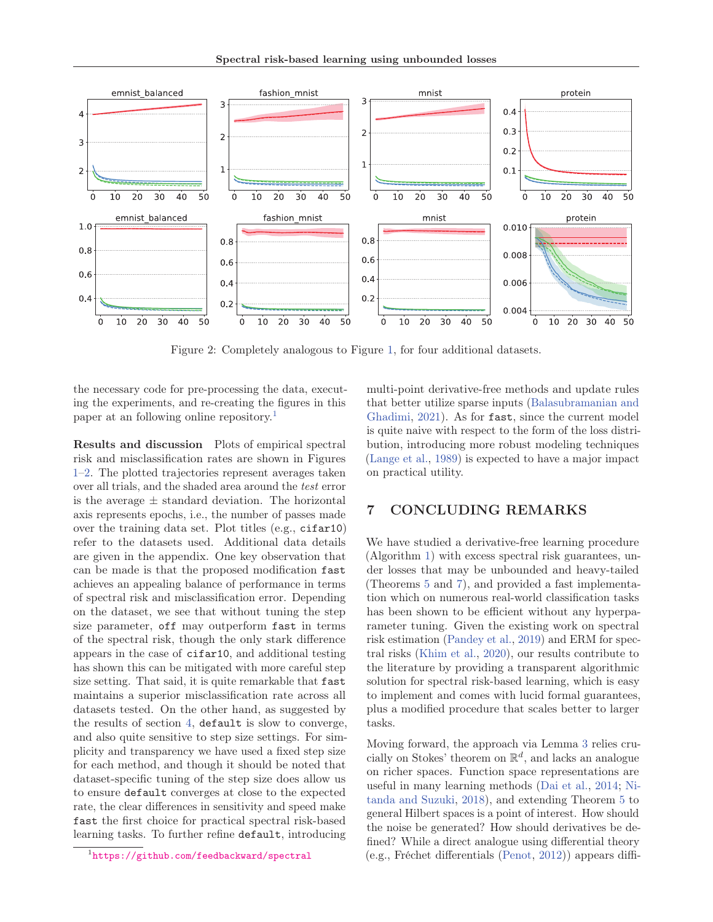Figure 2: Completely analogous to Figure 1, for four additional datasets.

the necessary code for pre-processing the data, executing the experiments, and re-creating the figures in this paper at an following online repository.[1]

**Results and discussion** Plots of empirical spectral risk and misclassification rates are shown in Figures 1–2. The plotted trajectories represent averages taken over all trials, and the shaded area around the *test* error is the average ± standard deviation. The horizontal axis represents epochs, i.e., the number of passes made over the training data set. Plot titles (e.g., `cifar10`) refer to the datasets used. Additional data details are given in the appendix. One key observation that can be made is that the proposed modification `fast` achieves an appealing balance of performance in terms of spectral risk and misclassification error. Depending on the dataset, we see that without tuning the step size parameter, `off` may outperform `fast` in terms of the spectral risk, though the only stark difference appears in the case of `cifar10`, and additional testing has shown this can be mitigated with more careful step size setting. That said, it is quite remarkable that `fast` maintains a superior misclassification rate across all datasets tested. On the other hand, as suggested by the results of section 4, `default` is slow to converge, and also quite sensitive to step size settings. For simplicity and transparency we have used a fixed step size for each method, and though it should be noted that dataset-specific tuning of the step size does allow us to ensure `default` converges at close to the expected rate, the clear differences in sensitivity and speed make `fast` the first choice for practical spectral risk-based learning tasks. To further refine `default`, introducing multi-point derivative-free methods and update rules that better utilize sparse inputs (Balasubramanian and Ghadimi, 2021). As for `fast`, since the current model is quite naive with respect to the form of the loss distribution, introducing more robust modeling techniques (Lange et al., 1989) is expected to have a major impact on practical utility.

[1] https://github.com/feedbackward/spectral

## 7 CONCLUDING REMARKS

We have studied a derivative-free learning procedure (Algorithm 1) with excess spectral risk guarantees, under losses that may be unbounded and heavy-tailed (Theorems 5 and 7), and provided a fast implementation which on numerous real-world classification tasks has been shown to be efficient without any hyperparameter tuning. Given the existing work on spectral risk estimation (Pandey et al., 2019) and ERM for spectral risks (Khim et al., 2020), our results contribute to the literature by providing a transparent algorithmic solution for spectral risk-based learning, which is easy to implement and comes with lucid formal guarantees, plus a modified procedure that scales better to larger tasks.

Moving forward, the approach via Lemma 3 relies crucially on Stokes' theorem on $\mathbb{R}^d$, and lacks an analogue on richer spaces. Function space representations are useful in many learning methods (Dai et al., 2014; Nitanda and Suzuki, 2018), and extending Theorem 5 to general Hilbert spaces is a point of interest. How should the noise be generated? How should derivatives be defined? While a direct analogue using differential theory (e.g., Fréchet differentials (Penot, 2012)) appears diffi-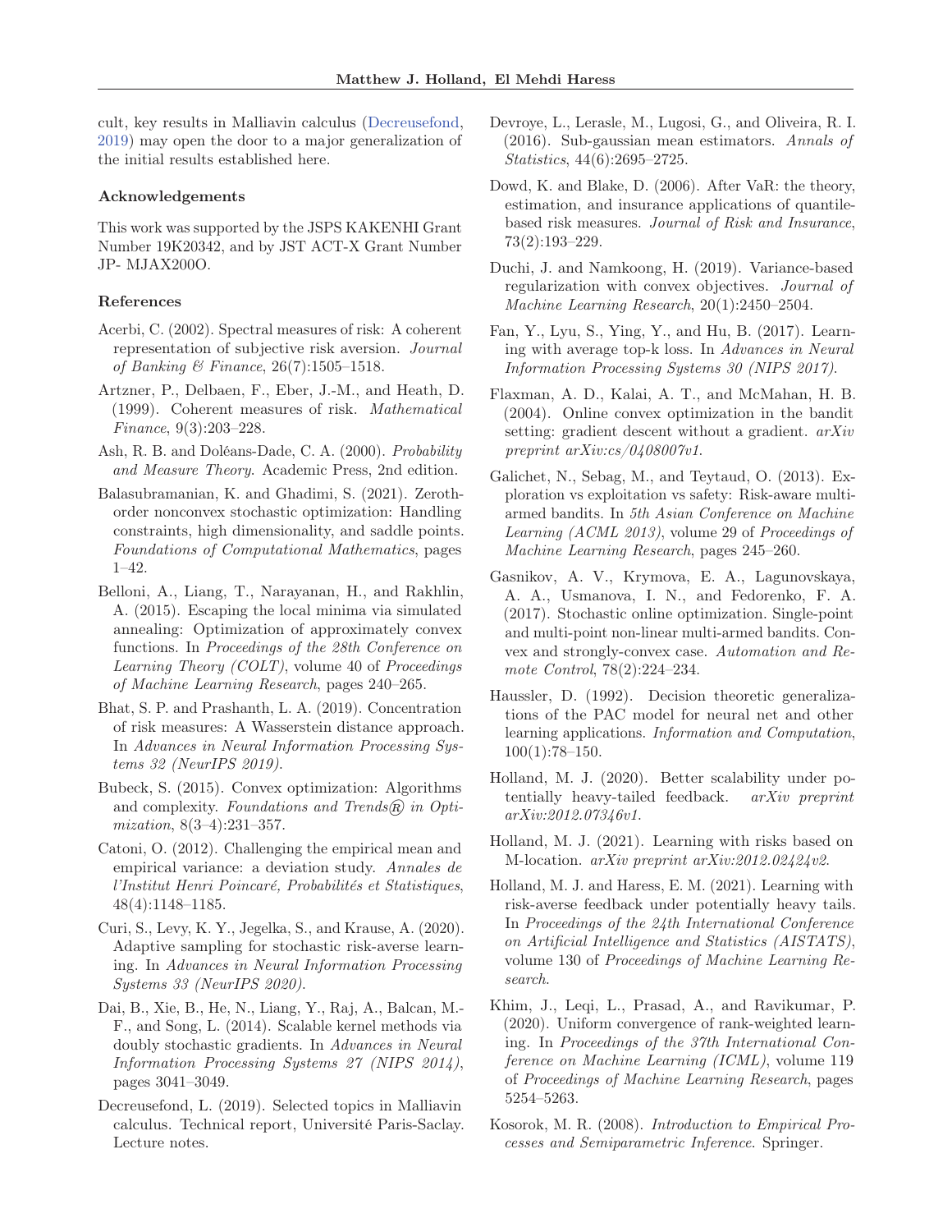cult, key results in Malliavin calculus (Decreusefond, 2019) may open the door to a major generalization of the initial results established here.

### Acknowledgements

This work was supported by the JSPS KAKENHI Grant Number 19K20342, and by JST ACT-X Grant Number JP- MJAX200O.

### References

Acerbi, C. (2002). Spectral measures of risk: A coherent representation of subjective risk aversion. *Journal of Banking & Finance*, 26(7):1505–1518.

Artzner, P., Delbaen, F., Eber, J.-M., and Heath, D. (1999). Coherent measures of risk. *Mathematical Finance*, 9(3):203–228.

Ash, R. B. and Doléans-Dade, C. A. (2000). *Probability and Measure Theory*. Academic Press, 2nd edition.

Balasubramanian, K. and Ghadimi, S. (2021). Zeroth-order nonconvex stochastic optimization: Handling constraints, high dimensionality, and saddle points. *Foundations of Computational Mathematics*, pages 1–42.

Belloni, A., Liang, T., Narayanan, H., and Rakhlin, A. (2015). Escaping the local minima via simulated annealing: Optimization of approximately convex functions. In *Proceedings of the 28th Conference on Learning Theory (COLT)*, volume 40 of *Proceedings of Machine Learning Research*, pages 240–265.

Bhat, S. P. and Prashanth, L. A. (2019). Concentration of risk measures: A Wasserstein distance approach. In *Advances in Neural Information Processing Systems 32 (NeurIPS 2019)*.

Bubeck, S. (2015). Convex optimization: Algorithms and complexity. *Foundations and Trends® in Optimization*, 8(3–4):231–357.

Catoni, O. (2012). Challenging the empirical mean and empirical variance: a deviation study. *Annales de l'Institut Henri Poincaré, Probabilités et Statistiques*, 48(4):1148–1185.

Curi, S., Levy, K. Y., Jegelka, S., and Krause, A. (2020). Adaptive sampling for stochastic risk-averse learning. In *Advances in Neural Information Processing Systems 33 (NeurIPS 2020)*.

Dai, B., Xie, B., He, N., Liang, Y., Raj, A., Balcan, M.-F., and Song, L. (2014). Scalable kernel methods via doubly stochastic gradients. In *Advances in Neural Information Processing Systems 27 (NIPS 2014)*, pages 3041–3049.

Decreusefond, L. (2019). Selected topics in Malliavin calculus. Technical report, Université Paris-Saclay. Lecture notes.

Devroye, L., Lerasle, M., Lugosi, G., and Oliveira, R. I. (2016). Sub-gaussian mean estimators. *Annals of Statistics*, 44(6):2695–2725.

Dowd, K. and Blake, D. (2006). After VaR: the theory, estimation, and insurance applications of quantile-based risk measures. *Journal of Risk and Insurance*, 73(2):193–229.

Duchi, J. and Namkoong, H. (2019). Variance-based regularization with convex objectives. *Journal of Machine Learning Research*, 20(1):2450–2504.

Fan, Y., Lyu, S., Ying, Y., and Hu, B. (2017). Learning with average top-k loss. In *Advances in Neural Information Processing Systems 30 (NIPS 2017)*.

Flaxman, A. D., Kalai, A. T., and McMahan, H. B. (2004). Online convex optimization in the bandit setting: gradient descent without a gradient. *arXiv preprint arXiv:cs/0408007v1*.

Galichet, N., Sebag, M., and Teytaud, O. (2013). Exploration vs exploitation vs safety: Risk-aware multi-armed bandits. In *5th Asian Conference on Machine Learning (ACML 2013)*, volume 29 of *Proceedings of Machine Learning Research*, pages 245–260.

Gasnikov, A. V., Krymova, E. A., Lagunovskaya, A. A., Usmanova, I. N., and Fedorenko, F. A. (2017). Stochastic online optimization. Single-point and multi-point non-linear multi-armed bandits. Convex and strongly-convex case. *Automation and Remote Control*, 78(2):224–234.

Haussler, D. (1992). Decision theoretic generalizations of the PAC model for neural net and other learning applications. *Information and Computation*, 100(1):78–150.

Holland, M. J. (2020). Better scalability under potentially heavy-tailed feedback. *arXiv preprint arXiv:2012.07346v1*.

Holland, M. J. (2021). Learning with risks based on M-location. *arXiv preprint arXiv:2012.02424v2*.

Holland, M. J. and Haress, E. M. (2021). Learning with risk-averse feedback under potentially heavy tails. In *Proceedings of the 24th International Conference on Artificial Intelligence and Statistics (AISTATS)*, volume 130 of *Proceedings of Machine Learning Research*.

Khim, J., Leqi, L., Prasad, A., and Ravikumar, P. (2020). Uniform convergence of rank-weighted learning. In *Proceedings of the 37th International Conference on Machine Learning (ICML)*, volume 119 of *Proceedings of Machine Learning Research*, pages 5254–5263.

Kosorok, M. R. (2008). *Introduction to Empirical Processes and Semiparametric Inference*. Springer.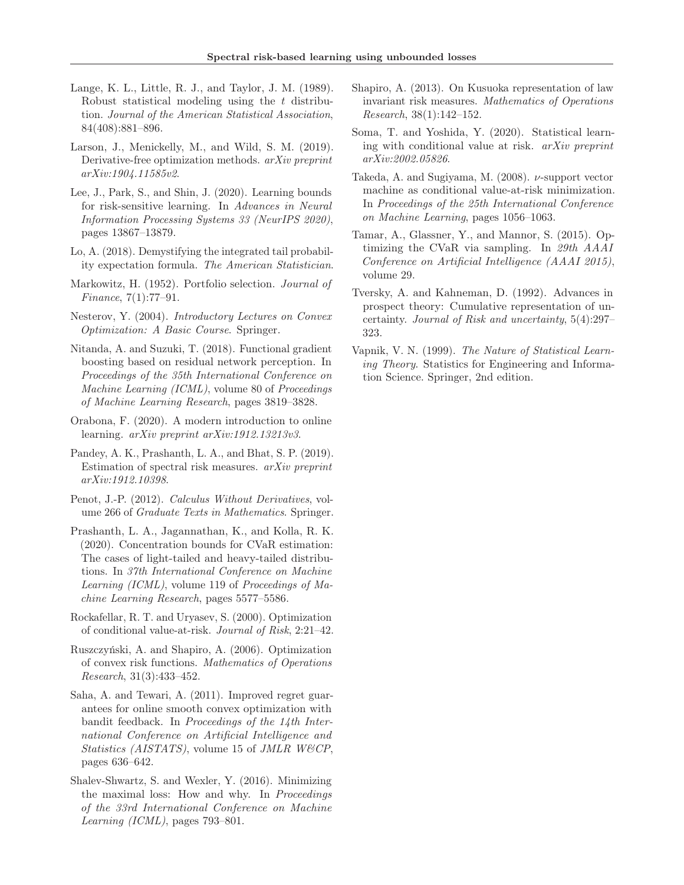Lange, K. L., Little, R. J., and Taylor, J. M. (1989). Robust statistical modeling using the $t$ distribution. *Journal of the American Statistical Association*, 84(408):881–896.

Larson, J., Menickelly, M., and Wild, S. M. (2019). Derivative-free optimization methods. *arXiv preprint arXiv:1904.11585v2*.

Lee, J., Park, S., and Shin, J. (2020). Learning bounds for risk-sensitive learning. In *Advances in Neural Information Processing Systems 33 (NeurIPS 2020)*, pages 13867–13879.

Lo, A. (2018). Demystifying the integrated tail probability expectation formula. *The American Statistician*.

Markowitz, H. (1952). Portfolio selection. *Journal of Finance*, 7(1):77–91.

Nesterov, Y. (2004). *Introductory Lectures on Convex Optimization: A Basic Course*. Springer.

Nitanda, A. and Suzuki, T. (2018). Functional gradient boosting based on residual network perception. In *Proceedings of the 35th International Conference on Machine Learning (ICML)*, volume 80 of *Proceedings of Machine Learning Research*, pages 3819–3828.

Orabona, F. (2020). A modern introduction to online learning. *arXiv preprint arXiv:1912.13213v3*.

Pandey, A. K., Prashanth, L. A., and Bhat, S. P. (2019). Estimation of spectral risk measures. *arXiv preprint arXiv:1912.10398*.

Penot, J.-P. (2012). *Calculus Without Derivatives*, volume 266 of *Graduate Texts in Mathematics*. Springer.

Prashanth, L. A., Jagannathan, K., and Kolla, R. K. (2020). Concentration bounds for CVaR estimation: The cases of light-tailed and heavy-tailed distributions. In *37th International Conference on Machine Learning (ICML)*, volume 119 of *Proceedings of Machine Learning Research*, pages 5577–5586.

Rockafellar, R. T. and Uryasev, S. (2000). Optimization of conditional value-at-risk. *Journal of Risk*, 2:21–42.

Ruszczyński, A. and Shapiro, A. (2006). Optimization of convex risk functions. *Mathematics of Operations Research*, 31(3):433–452.

Saha, A. and Tewari, A. (2011). Improved regret guarantees for online smooth convex optimization with bandit feedback. In *Proceedings of the 14th International Conference on Artificial Intelligence and Statistics (AISTATS)*, volume 15 of *JMLR W&CP*, pages 636–642.

Shalev-Shwartz, S. and Wexler, Y. (2016). Minimizing the maximal loss: How and why. In *Proceedings of the 33rd International Conference on Machine Learning (ICML)*, pages 793–801.

Shapiro, A. (2013). On Kusuoka representation of law invariant risk measures. *Mathematics of Operations Research*, 38(1):142–152.

Soma, T. and Yoshida, Y. (2020). Statistical learning with conditional value at risk. *arXiv preprint arXiv:2002.05826*.

Takeda, A. and Sugiyama, M. (2008). $\nu$-support vector machine as conditional value-at-risk minimization. In *Proceedings of the 25th International Conference on Machine Learning*, pages 1056–1063.

Tamar, A., Glassner, Y., and Mannor, S. (2015). Optimizing the CVaR via sampling. In *29th AAAI Conference on Artificial Intelligence (AAAI 2015)*, volume 29.

Tversky, A. and Kahneman, D. (1992). Advances in prospect theory: Cumulative representation of uncertainty. *Journal of Risk and uncertainty*, 5(4):297–323.

Vapnik, V. N. (1999). *The Nature of Statistical Learning Theory*. Statistics for Engineering and Information Science. Springer, 2nd edition.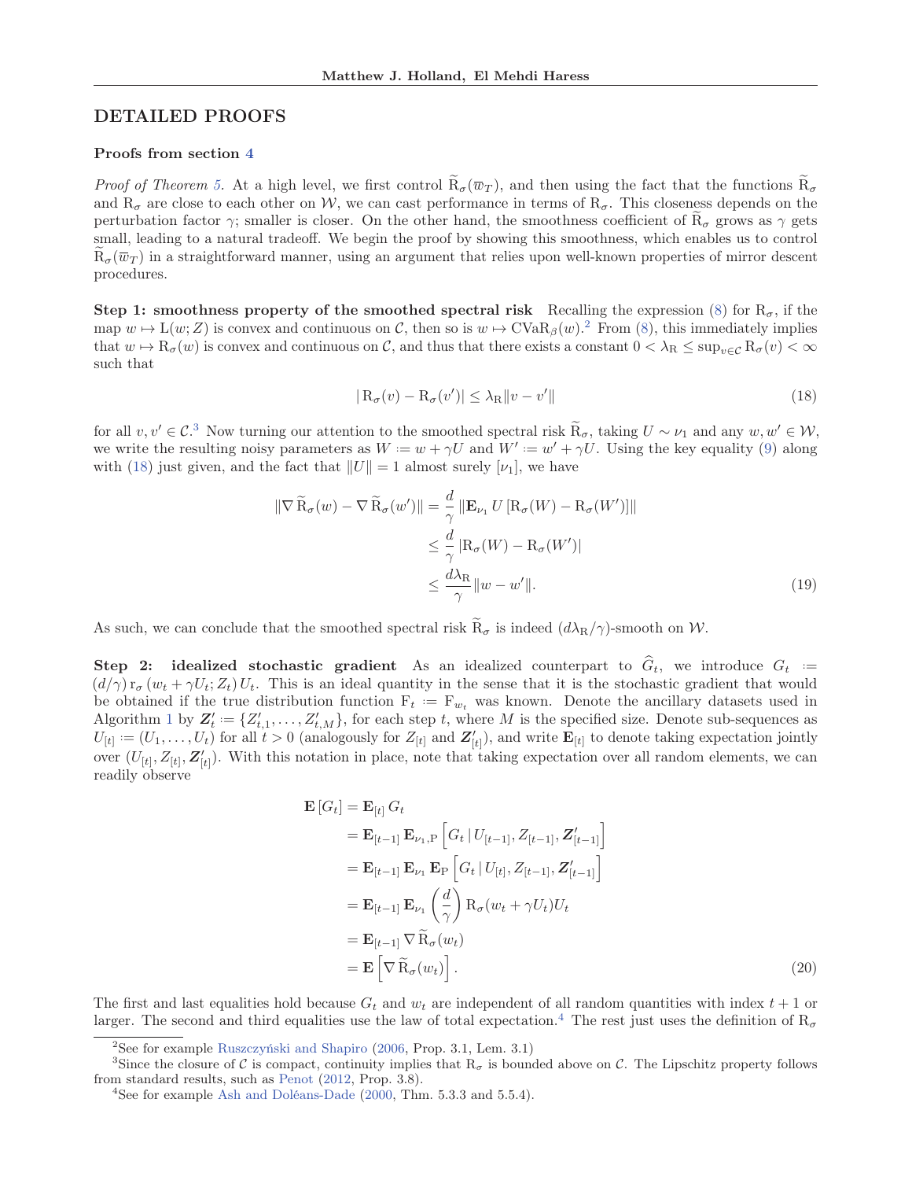## DETAILED PROOFS

### Proofs from section 4

*Proof of Theorem 5.* At a high level, we first control $\widetilde{\mathrm{R}}_\sigma(\overline{w}_T)$, and then using the fact that the functions $\widetilde{\mathrm{R}}_\sigma$ and $\mathrm{R}_\sigma$ are close to each other on $\mathcal{W}$, we can cast performance in terms of $\mathrm{R}_\sigma$. This closeness depends on the perturbation factor $\gamma$; smaller is closer. On the other hand, the smoothness coefficient of $\widetilde{\mathrm{R}}_\sigma$ grows as $\gamma$ gets small, leading to a natural tradeoff. We begin the proof by showing this smoothness, which enables us to control $\widetilde{\mathrm{R}}_\sigma(\overline{w}_T)$ in a straightforward manner, using an argument that relies upon well-known properties of mirror descent procedures.

**Step 1: smoothness property of the smoothed spectral risk** Recalling the expression (8) for $\mathrm{R}_\sigma$, if the map $w \mapsto \mathrm{L}(w; Z)$ is convex and continuous on $\mathcal{C}$, then so is $w \mapsto \mathrm{CVaR}_\beta(w)$.[2] From (8), this immediately implies that $w \mapsto \mathrm{R}_\sigma(w)$ is convex and continuous on $\mathcal{C}$, and thus that there exists a constant $0 < \lambda_{\mathrm{R}} \leq \sup_{v \in \mathcal{C}} \mathrm{R}_\sigma(v) < \infty$ such that

$$|\,\mathrm{R}_\sigma(v) - \mathrm{R}_\sigma(v')| \leq \lambda_{\mathrm{R}} \|v - v'\| \tag{18}$$

for all $v, v' \in \mathcal{C}$.[3] Now turning our attention to the smoothed spectral risk $\widetilde{\mathrm{R}}_\sigma$, taking $U \sim \nu_1$ and any $w, w' \in \mathcal{W}$, we write the resulting noisy parameters as $W \coloneqq w + \gamma U$ and $W' \coloneqq w' + \gamma U$. Using the key equality (9) along with (18) just given, and the fact that $\|U\| = 1$ almost surely $[\nu_1]$, we have

$$\begin{aligned}
\|\nabla \widetilde{\mathrm{R}}_\sigma(w) - \nabla \widetilde{\mathrm{R}}_\sigma(w')\| &= \frac{d}{\gamma} \left\| \mathbf{E}_{\nu_1} U \left[\mathrm{R}_\sigma(W) - \mathrm{R}_\sigma(W')\right] \right\| \\
&\leq \frac{d}{\gamma} \left|\mathrm{R}_\sigma(W) - \mathrm{R}_\sigma(W')\right| \\
&\leq \frac{d\lambda_{\mathrm{R}}}{\gamma} \|w - w'\|.
\end{aligned} \tag{19}$$

As such, we can conclude that the smoothed spectral risk $\widetilde{\mathrm{R}}_\sigma$ is indeed $(d\lambda_{\mathrm{R}}/\gamma)$-smooth on $\mathcal{W}$.

**Step 2: idealized stochastic gradient** As an idealized counterpart to $\widehat{G}_t$, we introduce $G_t \coloneqq (d/\gamma)\, \mathrm{r}_\sigma(w_t + \gamma U_t; Z_t)\, U_t$. This is an ideal quantity in the sense that it is the stochastic gradient that would be obtained if the true distribution function $\mathrm{F}_t \coloneqq \mathrm{F}_{w_t}$ was known. Denote the ancillary datasets used in Algorithm 1 by $\boldsymbol{Z}'_t \coloneqq \{Z'_{t,1}, \ldots, Z'_{t,M}\}$, for each step $t$, where $M$ is the specified size. Denote sub-sequences as $U_{[t]} \coloneqq (U_1, \ldots, U_t)$ for all $t > 0$ (analogously for $Z_{[t]}$ and $\boldsymbol{Z}'_{[t]}$), and write $\mathbf{E}_{[t]}$ to denote taking expectation jointly over $(U_{[t]}, Z_{[t]}, \boldsymbol{Z}'_{[t]})$. With this notation in place, note that taking expectation over all random elements, we can readily observe

$$\begin{aligned}
\mathbf{E}\left[G_t\right] &= \mathbf{E}_{[t]}\, G_t \\
&= \mathbf{E}_{[t-1]}\, \mathbf{E}_{\nu_1, \mathrm{P}} \left[G_t \,|\, U_{[t-1]}, Z_{[t-1]}, \boldsymbol{Z}'_{[t-1]}\right] \\
&= \mathbf{E}_{[t-1]}\, \mathbf{E}_{\nu_1}\, \mathbf{E}_{\mathrm{P}} \left[G_t \,|\, U_{[t]}, Z_{[t-1]}, \boldsymbol{Z}'_{[t-1]}\right] \\
&= \mathbf{E}_{[t-1]}\, \mathbf{E}_{\nu_1} \left(\frac{d}{\gamma}\right) \mathrm{R}_\sigma(w_t + \gamma U_t) U_t \\
&= \mathbf{E}_{[t-1]}\, \nabla \widetilde{\mathrm{R}}_\sigma(w_t) \\
&= \mathbf{E}\left[\nabla \widetilde{\mathrm{R}}_\sigma(w_t)\right].
\end{aligned} \tag{20}$$

The first and last equalities hold because $G_t$ and $w_t$ are independent of all random quantities with index $t+1$ or larger. The second and third equalities use the law of total expectation.[4] The rest just uses the definition of $\mathrm{R}_\sigma$

[2] See for example Ruszczyński and Shapiro (2006, Prop. 3.1, Lem. 3.1)

[3] Since the closure of $\mathcal{C}$ is compact, continuity implies that $\mathrm{R}_\sigma$ is bounded above on $\mathcal{C}$. The Lipschitz property follows from standard results, such as Penot (2012, Prop. 3.8).

[4] See for example Ash and Doléans-Dade (2000, Thm. 5.3.3 and 5.5.4).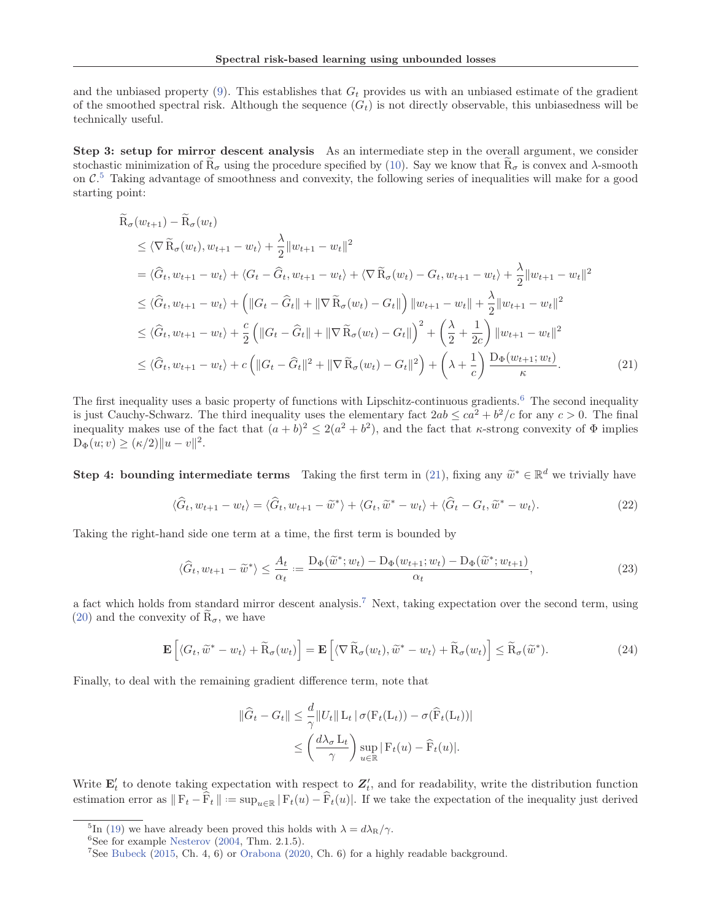and the unbiased property (9). This establishes that $G_t$ provides us with an unbiased estimate of the gradient of the smoothed spectral risk. Although the sequence $(G_t)$ is not directly observable, this unbiasedness will be technically useful.

**Step 3: setup for mirror descent analysis** As an intermediate step in the overall argument, we consider stochastic minimization of $\widetilde{\mathrm{R}}_\sigma$ using the procedure specified by (10). Say we know that $\widetilde{\mathrm{R}}_\sigma$ is convex and $\lambda$-smooth on $\mathcal{C}$.[5] Taking advantage of smoothness and convexity, the following series of inequalities will make for a good starting point:

$$
\begin{aligned}
&\widetilde{\mathrm{R}}_\sigma(w_{t+1}) - \widetilde{\mathrm{R}}_\sigma(w_t) \\
&\leq \langle \nabla \widetilde{\mathrm{R}}_\sigma(w_t), w_{t+1} - w_t \rangle + \frac{\lambda}{2}\|w_{t+1} - w_t\|^2 \\
&= \langle \widehat{G}_t, w_{t+1} - w_t \rangle + \langle G_t - \widehat{G}_t, w_{t+1} - w_t \rangle + \langle \nabla \widetilde{\mathrm{R}}_\sigma(w_t) - G_t, w_{t+1} - w_t \rangle + \frac{\lambda}{2}\|w_{t+1} - w_t\|^2 \\
&\leq \langle \widehat{G}_t, w_{t+1} - w_t \rangle + \left( \|G_t - \widehat{G}_t\| + \|\nabla \widetilde{\mathrm{R}}_\sigma(w_t) - G_t\| \right) \|w_{t+1} - w_t\| + \frac{\lambda}{2}\|w_{t+1} - w_t\|^2 \\
&\leq \langle \widehat{G}_t, w_{t+1} - w_t \rangle + \frac{c}{2}\left( \|G_t - \widehat{G}_t\| + \|\nabla \widetilde{\mathrm{R}}_\sigma(w_t) - G_t\| \right)^2 + \left( \frac{\lambda}{2} + \frac{1}{2c} \right) \|w_{t+1} - w_t\|^2 \\
&\leq \langle \widehat{G}_t, w_{t+1} - w_t \rangle + c\left( \|G_t - \widehat{G}_t\|^2 + \|\nabla \widetilde{\mathrm{R}}_\sigma(w_t) - G_t\|^2 \right) + \left( \lambda + \frac{1}{c} \right) \frac{\mathrm{D}_\Phi(w_{t+1}; w_t)}{\kappa}.
\end{aligned} \tag{21}
$$

The first inequality uses a basic property of functions with Lipschitz-continuous gradients.[6] The second inequality is just Cauchy-Schwarz. The third inequality uses the elementary fact $2ab \leq ca^2 + b^2/c$ for any $c > 0$. The final inequality makes use of the fact that $(a+b)^2 \leq 2(a^2 + b^2)$, and the fact that $\kappa$-strong convexity of $\Phi$ implies $\mathrm{D}_\Phi(u; v) \geq (\kappa/2)\|u - v\|^2$.

**Step 4: bounding intermediate terms** Taking the first term in (21), fixing any $\widetilde{w}^* \in \mathbb{R}^d$ we trivially have

$$
\langle \widehat{G}_t, w_{t+1} - w_t \rangle = \langle \widehat{G}_t, w_{t+1} - \widetilde{w}^* \rangle + \langle G_t, \widetilde{w}^* - w_t \rangle + \langle \widehat{G}_t - G_t, \widetilde{w}^* - w_t \rangle. \tag{22}
$$

Taking the right-hand side one term at a time, the first term is bounded by

$$
\langle \widehat{G}_t, w_{t+1} - \widetilde{w}^* \rangle \leq \frac{A_t}{\alpha_t} := \frac{\mathrm{D}_\Phi(\widetilde{w}^*; w_t) - \mathrm{D}_\Phi(w_{t+1}; w_t) - \mathrm{D}_\Phi(\widetilde{w}^*; w_{t+1})}{\alpha_t}, \tag{23}
$$

a fact which holds from standard mirror descent analysis.[7] Next, taking expectation over the second term, using (20) and the convexity of $\widetilde{\mathrm{R}}_\sigma$, we have

$$
\mathbf{E}\left[ \langle G_t, \widetilde{w}^* - w_t \rangle + \widetilde{\mathrm{R}}_\sigma(w_t) \right] = \mathbf{E}\left[ \langle \nabla \widetilde{\mathrm{R}}_\sigma(w_t), \widetilde{w}^* - w_t \rangle + \widetilde{\mathrm{R}}_\sigma(w_t) \right] \leq \widetilde{\mathrm{R}}_\sigma(\widetilde{w}^*). \tag{24}
$$

Finally, to deal with the remaining gradient difference term, note that

$$
\begin{aligned}
\|\widehat{G}_t - G_t\| &\leq \frac{d}{\gamma}\|U_t\| \, \mathrm{L}_t \, |\sigma(\mathrm{F}_t(\mathrm{L}_t)) - \sigma(\widehat{\mathrm{F}}_t(\mathrm{L}_t))| \\
&\leq \left( \frac{d \lambda_\sigma \mathrm{L}_t}{\gamma} \right) \sup_{u \in \mathbb{R}} |\mathrm{F}_t(u) - \widehat{\mathrm{F}}_t(u)|.
\end{aligned}
$$

Write $\mathbf{E}_t'$ to denote taking expectation with respect to $\boldsymbol{Z}_t'$, and for readability, write the distribution function estimation error as $\|\mathrm{F}_t - \widehat{\mathrm{F}}_t\| := \sup_{u \in \mathbb{R}} |\mathrm{F}_t(u) - \widehat{\mathrm{F}}_t(u)|$. If we take the expectation of the inequality just derived

[5] In (19) we have already been proved this holds with $\lambda = d\lambda_{\mathrm{R}}/\gamma$.

[6] See for example Nesterov (2004, Thm. 2.1.5).

[7] See Bubeck (2015, Ch. 4, 6) or Orabona (2020, Ch. 6) for a highly readable background.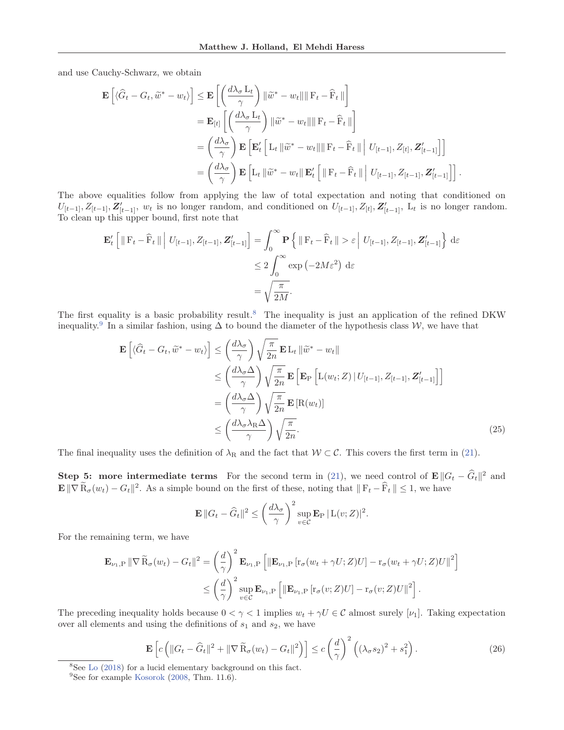and use Cauchy-Schwarz, we obtain

$$
\begin{aligned}
\mathbf{E}\left[\langle \widehat{G}_t - G_t, \widetilde{w}^* - w_t\rangle\right] &\leq \mathbf{E}\left[\left(\frac{d\lambda_\sigma \, \mathrm{L}_t}{\gamma}\right)\|\widetilde{w}^* - w_t\| \| \, \mathrm{F}_t - \widehat{\mathrm{F}}_t \, \|\right] \\
&= \mathbf{E}_{[t]}\left[\left(\frac{d\lambda_\sigma \, \mathrm{L}_t}{\gamma}\right)\|\widetilde{w}^* - w_t\| \| \, \mathrm{F}_t - \widehat{\mathrm{F}}_t \, \|\right] \\
&= \left(\frac{d\lambda_\sigma}{\gamma}\right)\mathbf{E}\left[\mathbf{E}_t^\prime\left[\mathrm{L}_t \, \|\widetilde{w}^* - w_t\| \| \, \mathrm{F}_t - \widehat{\mathrm{F}}_t \, \| \,\middle|\, U_{[t-1]}, Z_{[t]}, \boldsymbol{Z}^\prime_{[t-1]}\right]\right] \\
&= \left(\frac{d\lambda_\sigma}{\gamma}\right)\mathbf{E}\left[\mathrm{L}_t \, \|\widetilde{w}^* - w_t\| \, \mathbf{E}_t^\prime\left[\| \, \mathrm{F}_t - \widehat{\mathrm{F}}_t \, \| \,\middle|\, U_{[t-1]}, Z_{[t-1]}, \boldsymbol{Z}^\prime_{[t-1]}\right]\right].
\end{aligned}
$$

The above equalities follow from applying the law of total expectation and noting that conditioned on $U_{[t-1]}, Z_{[t-1]}, \boldsymbol{Z}^\prime_{[t-1]}$, $w_t$ is no longer random, and conditioned on $U_{[t-1]}, Z_{[t]}, \boldsymbol{Z}^\prime_{[t-1]}$, $\mathrm{L}_t$ is no longer random. To clean up this upper bound, first note that

$$
\begin{aligned}
\mathbf{E}_t^\prime\left[\| \, \mathrm{F}_t - \widehat{\mathrm{F}}_t \, \| \,\middle|\, U_{[t-1]}, Z_{[t-1]}, \boldsymbol{Z}^\prime_{[t-1]}\right] &= \int_0^\infty \mathbf{P}\left\{\| \, \mathrm{F}_t - \widehat{\mathrm{F}}_t \, \| > \varepsilon \,\middle|\, U_{[t-1]}, Z_{[t-1]}, \boldsymbol{Z}^\prime_{[t-1]}\right\} \, \mathrm{d}\varepsilon \\
&\leq 2\int_0^\infty \exp\left(-2M\varepsilon^2\right) \, \mathrm{d}\varepsilon \\
&= \sqrt{\frac{\pi}{2M}}.
\end{aligned}
$$

The first equality is a basic probability result.[8] The inequality is just an application of the refined DKW inequality.[9] In a similar fashion, using $\Delta$ to bound the diameter of the hypothesis class $\mathcal{W}$, we have that

$$
\begin{aligned}
\mathbf{E}\left[\langle \widehat{G}_t - G_t, \widetilde{w}^* - w_t\rangle\right] &\leq \left(\frac{d\lambda_\sigma}{\gamma}\right)\sqrt{\frac{\pi}{2n}} \, \mathbf{E} \, \mathrm{L}_t \, \|\widetilde{w}^* - w_t\| \\
&\leq \left(\frac{d\lambda_\sigma \Delta}{\gamma}\right)\sqrt{\frac{\pi}{2n}} \, \mathbf{E}\left[\mathbf{E}_{\mathrm{P}}\left[\mathrm{L}(w_t; Z) \,|\, U_{[t-1]}, Z_{[t-1]}, \boldsymbol{Z}^\prime_{[t-1]}\right]\right] \\
&= \left(\frac{d\lambda_\sigma \Delta}{\gamma}\right)\sqrt{\frac{\pi}{2n}} \, \mathbf{E}\left[\mathrm{R}(w_t)\right] \\
&\leq \left(\frac{d\lambda_\sigma \lambda_{\mathrm{R}} \Delta}{\gamma}\right)\sqrt{\frac{\pi}{2n}}.
\end{aligned} \tag{25}
$$

The final inequality uses the definition of $\lambda_{\mathrm{R}}$ and the fact that $\mathcal{W} \subset \mathcal{C}$. This covers the first term in (21).

**Step 5: more intermediate terms** For the second term in (21), we need control of $\mathbf{E}\,\|G_t - \widehat{G}_t\|^2$ and $\mathbf{E}\,\|\nabla \widetilde{\mathrm{R}}_\sigma(w_t) - G_t\|^2$. As a simple bound on the first of these, noting that $\| \, \mathrm{F}_t - \widehat{\mathrm{F}}_t \, \| \leq 1$, we have

$$
\mathbf{E}\,\|G_t - \widehat{G}_t\|^2 \leq \left(\frac{d\lambda_\sigma}{\gamma}\right)^2 \sup_{v \in \mathcal{C}} \mathbf{E}_{\mathrm{P}} \, |\, \mathrm{L}(v; Z)|^2.
$$

For the remaining term, we have

$$
\begin{aligned}
\mathbf{E}_{\nu_1, \mathrm{P}}\,\|\nabla \widetilde{\mathrm{R}}_\sigma(w_t) - G_t\|^2 &= \left(\frac{d}{\gamma}\right)^2 \mathbf{E}_{\nu_1, \mathrm{P}}\left[\left\|\mathbf{E}_{\nu_1, \mathrm{P}}\left[\mathrm{r}_\sigma(w_t + \gamma U; Z)U\right] - \mathrm{r}_\sigma(w_t + \gamma U; Z)U\right\|^2\right] \\
&\leq \left(\frac{d}{\gamma}\right)^2 \sup_{v \in \mathcal{C}} \mathbf{E}_{\nu_1, \mathrm{P}}\left[\left\|\mathbf{E}_{\nu_1, \mathrm{P}}\left[\mathrm{r}_\sigma(v; Z)U\right] - \mathrm{r}_\sigma(v; Z)U\right\|^2\right].
\end{aligned}
$$

The preceding inequality holds because $0 < \gamma < 1$ implies $w_t + \gamma U \in \mathcal{C}$ almost surely $[\nu_1]$. Taking expectation over all elements and using the definitions of $s_1$ and $s_2$, we have

$$
\mathbf{E}\left[c\left(\|G_t - \widehat{G}_t\|^2 + \|\nabla \widetilde{\mathrm{R}}_\sigma(w_t) - G_t\|^2\right)\right] \leq c\left(\frac{d}{\gamma}\right)^2\left((\lambda_\sigma s_2)^2 + s_1^2\right). \tag{26}
$$

[8] See Lo (2018) for a lucid elementary background on this fact.

[9] See for example Kosorok (2008, Thm. 11.6).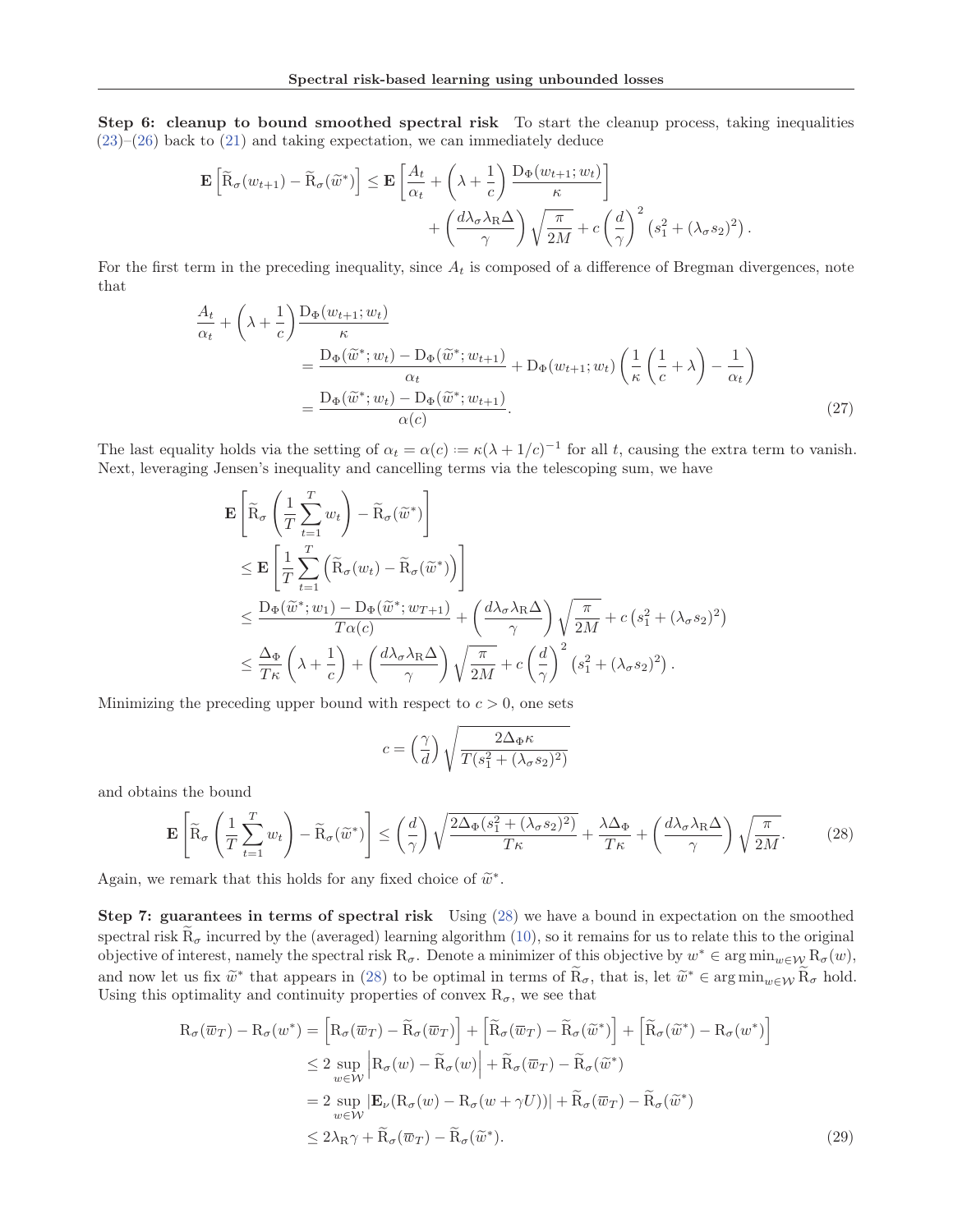**Step 6: cleanup to bound smoothed spectral risk** To start the cleanup process, taking inequalities (23)–(26) back to (21) and taking expectation, we can immediately deduce

$$
\mathbf{E}\left[\widetilde{\mathrm{R}}_\sigma(w_{t+1}) - \widetilde{\mathrm{R}}_\sigma(\widetilde{w}^*)\right] \leq \mathbf{E}\left[\frac{A_t}{\alpha_t} + \left(\lambda + \frac{1}{c}\right)\frac{\mathrm{D}_\Phi(w_{t+1}; w_t)}{\kappa}\right] + \left(\frac{d\lambda_\sigma \lambda_{\mathrm{R}} \Delta}{\gamma}\right)\sqrt{\frac{\pi}{2M}} + c\left(\frac{d}{\gamma}\right)^2 \left(s_1^2 + (\lambda_\sigma s_2)^2\right).
$$

For the first term in the preceding inequality, since $A_t$ is composed of a difference of Bregman divergences, note that

$$
\begin{aligned}
\frac{A_t}{\alpha_t} + \left(\lambda + \frac{1}{c}\right)\frac{\mathrm{D}_\Phi(w_{t+1}; w_t)}{\kappa}
&= \frac{\mathrm{D}_\Phi(\widetilde{w}^*; w_t) - \mathrm{D}_\Phi(\widetilde{w}^*; w_{t+1})}{\alpha_t} + \mathrm{D}_\Phi(w_{t+1}; w_t)\left(\frac{1}{\kappa}\left(\frac{1}{c} + \lambda\right) - \frac{1}{\alpha_t}\right) \\
&= \frac{\mathrm{D}_\Phi(\widetilde{w}^*; w_t) - \mathrm{D}_\Phi(\widetilde{w}^*; w_{t+1})}{\alpha(c)}.
\end{aligned} \tag{27}
$$

The last equality holds via the setting of $\alpha_t = \alpha(c) := \kappa(\lambda + 1/c)^{-1}$ for all $t$, causing the extra term to vanish. Next, leveraging Jensen's inequality and cancelling terms via the telescoping sum, we have

$$
\begin{aligned}
&\mathbf{E}\left[\widetilde{\mathrm{R}}_\sigma\left(\frac{1}{T}\sum_{t=1}^{T} w_t\right) - \widetilde{\mathrm{R}}_\sigma(\widetilde{w}^*)\right] \\
&\leq \mathbf{E}\left[\frac{1}{T}\sum_{t=1}^{T}\left(\widetilde{\mathrm{R}}_\sigma(w_t) - \widetilde{\mathrm{R}}_\sigma(\widetilde{w}^*)\right)\right] \\
&\leq \frac{\mathrm{D}_\Phi(\widetilde{w}^*; w_1) - \mathrm{D}_\Phi(\widetilde{w}^*; w_{T+1})}{T\alpha(c)} + \left(\frac{d\lambda_\sigma \lambda_{\mathrm{R}} \Delta}{\gamma}\right)\sqrt{\frac{\pi}{2M}} + c\left(s_1^2 + (\lambda_\sigma s_2)^2\right) \\
&\leq \frac{\Delta_\Phi}{T\kappa}\left(\lambda + \frac{1}{c}\right) + \left(\frac{d\lambda_\sigma \lambda_{\mathrm{R}} \Delta}{\gamma}\right)\sqrt{\frac{\pi}{2M}} + c\left(\frac{d}{\gamma}\right)^2 \left(s_1^2 + (\lambda_\sigma s_2)^2\right).
\end{aligned}
$$

Minimizing the preceding upper bound with respect to $c > 0$, one sets

$$
c = \left(\frac{\gamma}{d}\right)\sqrt{\frac{2\Delta_\Phi \kappa}{T(s_1^2 + (\lambda_\sigma s_2)^2)}}
$$

and obtains the bound

$$
\mathbf{E}\left[\widetilde{\mathrm{R}}_\sigma\left(\frac{1}{T}\sum_{t=1}^{T} w_t\right) - \widetilde{\mathrm{R}}_\sigma(\widetilde{w}^*)\right] \leq \left(\frac{d}{\gamma}\right)\sqrt{\frac{2\Delta_\Phi(s_1^2 + (\lambda_\sigma s_2)^2)}{T\kappa}} + \frac{\lambda \Delta_\Phi}{T\kappa} + \left(\frac{d\lambda_\sigma \lambda_{\mathrm{R}} \Delta}{\gamma}\right)\sqrt{\frac{\pi}{2M}}. \tag{28}
$$

Again, we remark that this holds for any fixed choice of $\widetilde{w}^*$.

**Step 7: guarantees in terms of spectral risk** Using (28) we have a bound in expectation on the smoothed spectral risk $\widetilde{\mathrm{R}}_\sigma$ incurred by the (averaged) learning algorithm (10), so it remains for us to relate this to the original objective of interest, namely the spectral risk $\mathrm{R}_\sigma$. Denote a minimizer of this objective by $w^* \in \arg\min_{w \in \mathcal{W}} \mathrm{R}_\sigma(w)$, and now let us fix $\widetilde{w}^*$ that appears in (28) to be optimal in terms of $\widetilde{\mathrm{R}}_\sigma$, that is, let $\widetilde{w}^* \in \arg\min_{w \in \mathcal{W}} \widetilde{\mathrm{R}}_\sigma$ hold. Using this optimality and continuity properties of convex $\mathrm{R}_\sigma$, we see that

$$
\begin{aligned}
\mathrm{R}_\sigma(\overline{w}_T) - \mathrm{R}_\sigma(w^*) &= \left[\mathrm{R}_\sigma(\overline{w}_T) - \widetilde{\mathrm{R}}_\sigma(\overline{w}_T)\right] + \left[\widetilde{\mathrm{R}}_\sigma(\overline{w}_T) - \widetilde{\mathrm{R}}_\sigma(\widetilde{w}^*)\right] + \left[\widetilde{\mathrm{R}}_\sigma(\widetilde{w}^*) - \mathrm{R}_\sigma(w^*)\right] \\
&\leq 2\sup_{w \in \mathcal{W}}\left|\mathrm{R}_\sigma(w) - \widetilde{\mathrm{R}}_\sigma(w)\right| + \widetilde{\mathrm{R}}_\sigma(\overline{w}_T) - \widetilde{\mathrm{R}}_\sigma(\widetilde{w}^*) \\
&= 2\sup_{w \in \mathcal{W}}\left|\mathbf{E}_\nu(\mathrm{R}_\sigma(w) - \mathrm{R}_\sigma(w + \gamma U))\right| + \widetilde{\mathrm{R}}_\sigma(\overline{w}_T) - \widetilde{\mathrm{R}}_\sigma(\widetilde{w}^*) \\
&\leq 2\lambda_{\mathrm{R}}\gamma + \widetilde{\mathrm{R}}_\sigma(\overline{w}_T) - \widetilde{\mathrm{R}}_\sigma(\widetilde{w}^*).
\end{aligned} \tag{29}
$$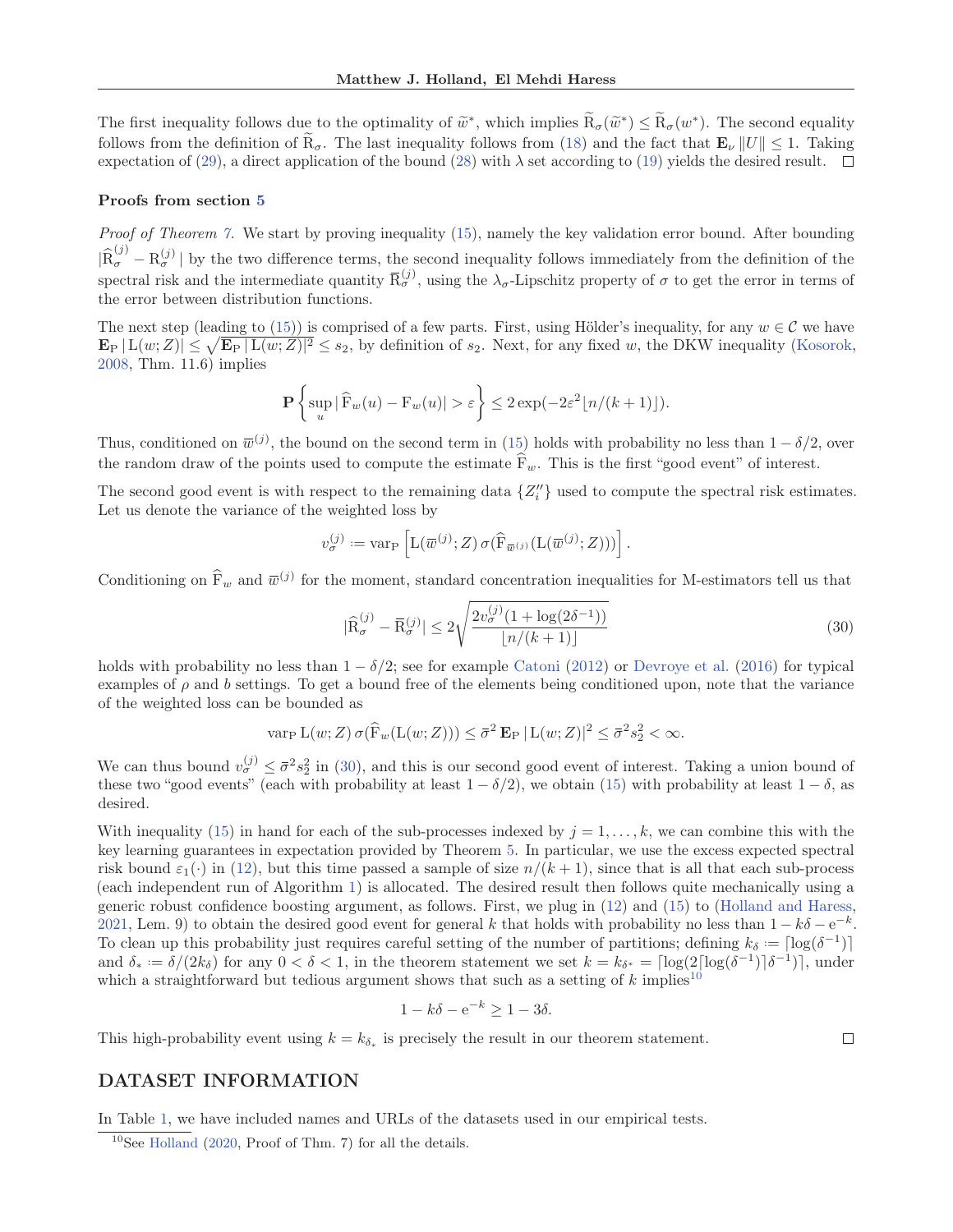The first inequality follows due to the optimality of $\widetilde{w}^*$, which implies $\widetilde{\mathrm{R}}_\sigma(\widetilde{w}^*) \leq \widetilde{\mathrm{R}}_\sigma(w^*)$. The second equality follows from the definition of $\widetilde{\mathrm{R}}_\sigma$. The last inequality follows from (18) and the fact that $\mathbf{E}_\nu \|U\| \leq 1$. Taking expectation of (29), a direct application of the bound (28) with $\lambda$ set according to (19) yields the desired result. $\square$

**Proofs from section 5**

*Proof of Theorem 7.* We start by proving inequality (15), namely the key validation error bound. After bounding $|\widehat{\mathrm{R}}_\sigma^{(j)} - \mathrm{R}_\sigma^{(j)}|$ by the two difference terms, the second inequality follows immediately from the definition of the spectral risk and the intermediate quantity $\overline{\mathrm{R}}_\sigma^{(j)}$, using the $\lambda_\sigma$-Lipschitz property of $\sigma$ to get the error in terms of the error between distribution functions.

The next step (leading to (15)) is comprised of a few parts. First, using Hölder's inequality, for any $w \in \mathcal{C}$ we have $\mathbf{E}_\mathrm{P} |\mathrm{L}(w;Z)| \leq \sqrt{\mathbf{E}_\mathrm{P} |\mathrm{L}(w;Z)|^2} \leq s_2$, by definition of $s_2$. Next, for any fixed $w$, the DKW inequality (Kosorok, 2008, Thm. 11.6) implies

$$\mathbf{P}\left\{ \sup_u |\widehat{\mathrm{F}}_w(u) - \mathrm{F}_w(u)| > \varepsilon \right\} \leq 2\exp(-2\varepsilon^2 \lfloor n/(k+1) \rfloor).$$

Thus, conditioned on $\overline{w}^{(j)}$, the bound on the second term in (15) holds with probability no less than $1-\delta/2$, over the random draw of the points used to compute the estimate $\widehat{\mathrm{F}}_w$. This is the first "good event" of interest.

The second good event is with respect to the remaining data $\{Z_i''\}$ used to compute the spectral risk estimates. Let us denote the variance of the weighted loss by

$$v_\sigma^{(j)} := \mathrm{var}_\mathrm{P}\left[ \mathrm{L}(\overline{w}^{(j)}; Z)\, \sigma(\widehat{\mathrm{F}}_{\overline{w}^{(j)}}(\mathrm{L}(\overline{w}^{(j)}; Z))) \right].$$

Conditioning on $\widehat{\mathrm{F}}_w$ and $\overline{w}^{(j)}$ for the moment, standard concentration inequalities for M-estimators tell us that

$$|\widehat{\mathrm{R}}_\sigma^{(j)} - \overline{\mathrm{R}}_\sigma^{(j)}| \leq 2\sqrt{\frac{2v_\sigma^{(j)}(1+\log(2\delta^{-1}))}{\lfloor n/(k+1) \rfloor}} \tag{30}$$

holds with probability no less than $1-\delta/2$; see for example Catoni (2012) or Devroye et al. (2016) for typical examples of $\rho$ and $b$ settings. To get a bound free of the elements being conditioned upon, note that the variance of the weighted loss can be bounded as

$$\mathrm{var}_\mathrm{P}\, \mathrm{L}(w;Z)\, \sigma(\widehat{\mathrm{F}}_w(\mathrm{L}(w;Z))) \leq \bar{\sigma}^2\, \mathbf{E}_\mathrm{P} |\mathrm{L}(w;Z)|^2 \leq \bar{\sigma}^2 s_2^2 < \infty.$$

We can thus bound $v_\sigma^{(j)} \leq \bar{\sigma}^2 s_2^2$ in (30), and this is our second good event of interest. Taking a union bound of these two "good events" (each with probability at least $1-\delta/2$), we obtain (15) with probability at least $1-\delta$, as desired.

With inequality (15) in hand for each of the sub-processes indexed by $j = 1, \ldots, k$, we can combine this with the key learning guarantees in expectation provided by Theorem 5. In particular, we use the excess expected spectral risk bound $\varepsilon_1(\cdot)$ in (12), but this time passed a sample of size $n/(k+1)$, since that is all that each sub-process (each independent run of Algorithm 1) is allocated. The desired result then follows quite mechanically using a generic robust confidence boosting argument, as follows. First, we plug in (12) and (15) to (Holland and Haress, 2021, Lem. 9) to obtain the desired good event for general $k$ that holds with probability no less than $1 - k\delta - \mathrm{e}^{-k}$. To clean up this probability just requires careful setting of the number of partitions; defining $k_\delta := \lceil \log(\delta^{-1}) \rceil$ and $\delta_* := \delta/(2k_\delta)$ for any $0 < \delta < 1$, in the theorem statement we set $k = k_{\delta^*} = \lceil \log(2\lceil \log(\delta^{-1}) \rceil \delta^{-1}) \rceil$, under which a straightforward but tedious argument shows that such as a setting of $k$ implies[10]

$$1 - k\delta - \mathrm{e}^{-k} \geq 1 - 3\delta.$$

This high-probability event using $k = k_{\delta_*}$ is precisely the result in our theorem statement. $\square$

## DATASET INFORMATION

In Table 1, we have included names and URLs of the datasets used in our empirical tests.

[10] See Holland (2020, Proof of Thm. 7) for all the details.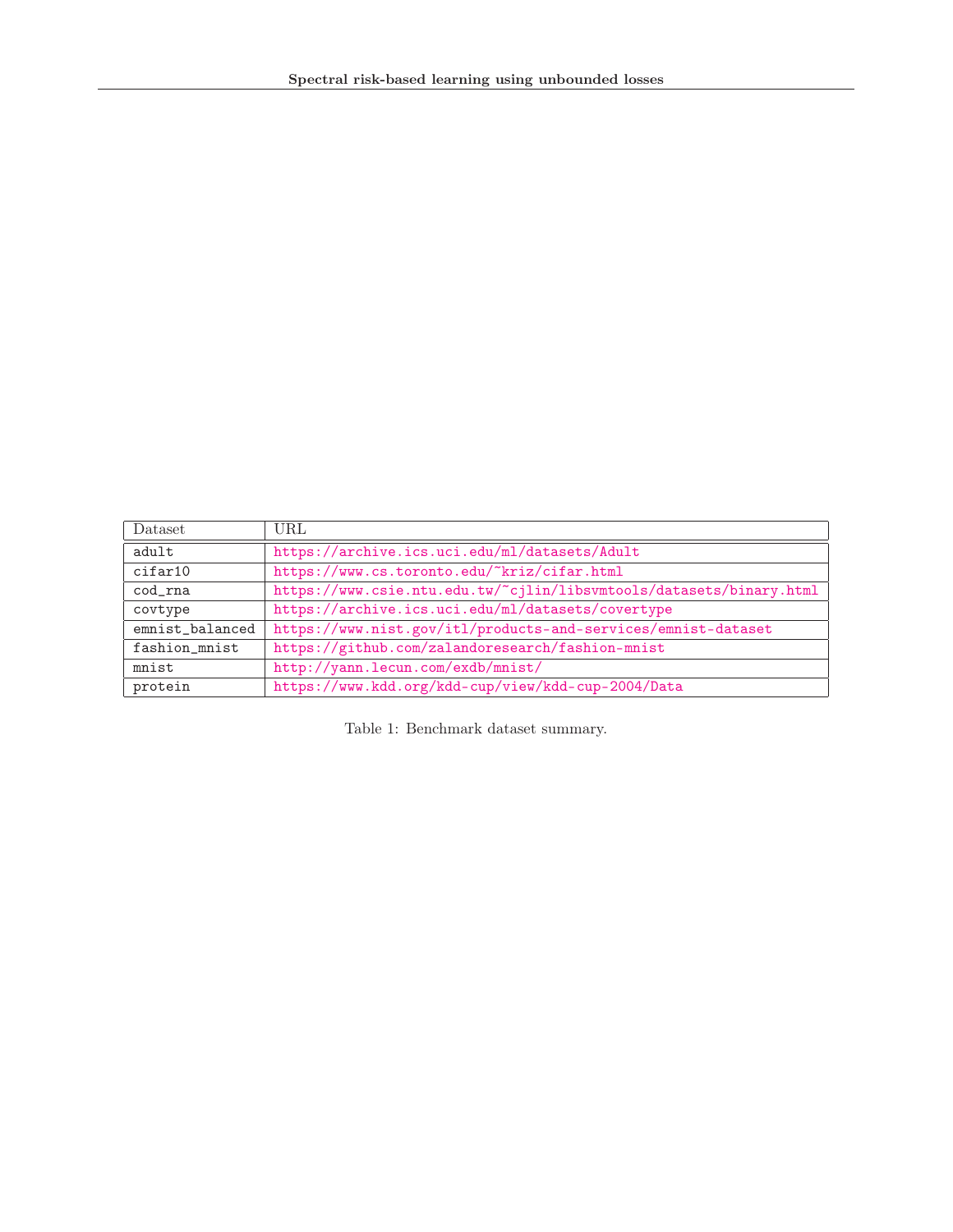| Dataset | URL |
|---|---|
| adult | https://archive.ics.uci.edu/ml/datasets/Adult |
| cifar10 | https://www.cs.toronto.edu/~kriz/cifar.html |
| cod_rna | https://www.csie.ntu.edu.tw/~cjlin/libsvmtools/datasets/binary.html |
| covtype | https://archive.ics.uci.edu/ml/datasets/covertype |
| emnist_balanced | https://www.nist.gov/itl/products-and-services/emnist-dataset |
| fashion_mnist | https://github.com/zalandoresearch/fashion-mnist |
| mnist | http://yann.lecun.com/exdb/mnist/ |
| protein | https://www.kdd.org/kdd-cup/view/kdd-cup-2004/Data |

Table 1: Benchmark dataset summary.